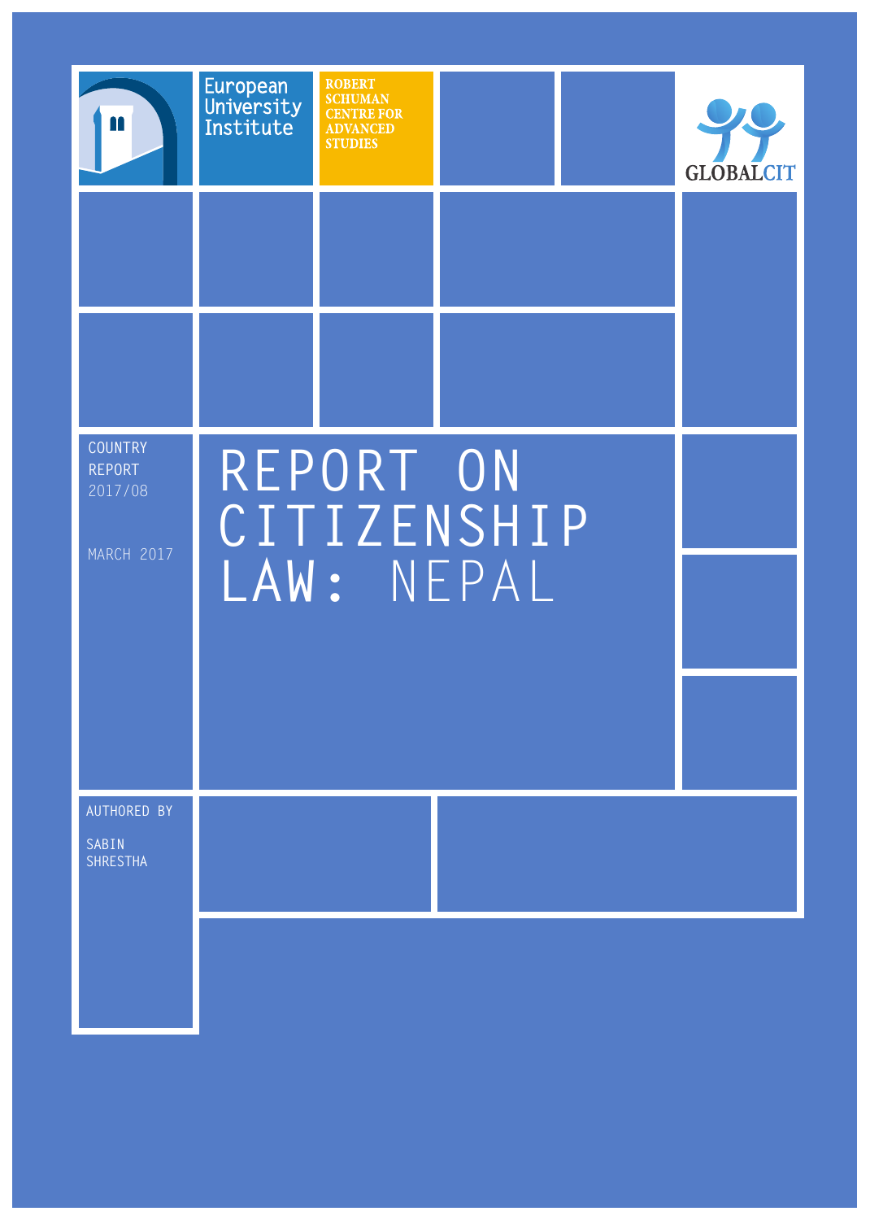European University Institute

ROBERT SCHUMAN CENTRE FOR ADVANCED STUDIES

GLOBALCIT

COUNTRY REPORT 2017/08

MARCH 2017

# REPORT ON CITIZENSHIP LAW: NEPAL

AUTHORED BY

SABIN SHRESTHA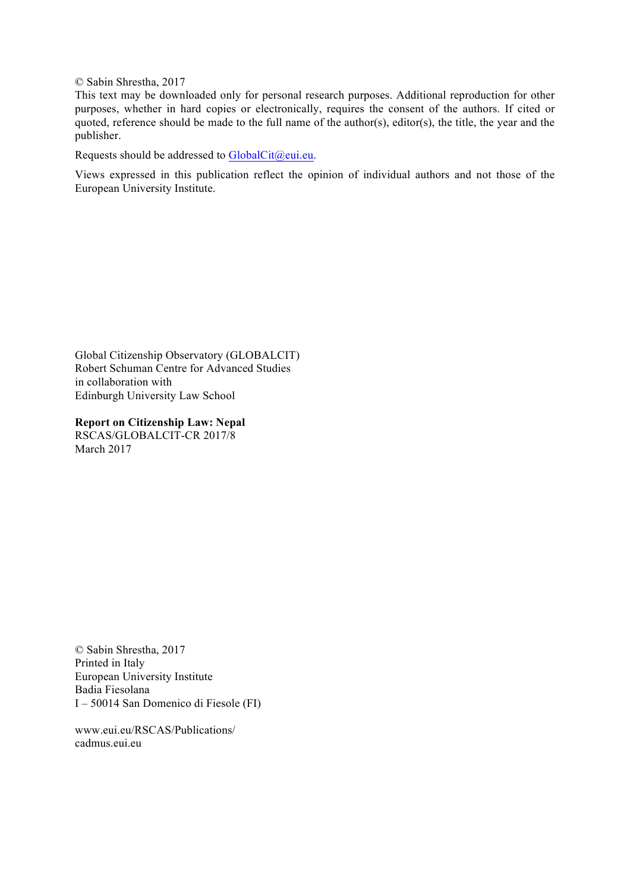© Sabin Shrestha, 2017

This text may be downloaded only for personal research purposes. Additional reproduction for other purposes, whether in hard copies or electronically, requires the consent of the authors. If cited or quoted, reference should be made to the full name of the author(s), editor(s), the title, the year and the publisher.

Requests should be addressed to GlobalCit@eui.eu.

Views expressed in this publication reflect the opinion of individual authors and not those of the European University Institute.

Global Citizenship Observatory (GLOBALCIT)
Robert Schuman Centre for Advanced Studies
in collaboration with
Edinburgh University Law School

**Report on Citizenship Law: Nepal**
RSCAS/GLOBALCIT-CR 2017/8
March 2017

© Sabin Shrestha, 2017
Printed in Italy
European University Institute
Badia Fiesolana
I – 50014 San Domenico di Fiesole (FI)

www.eui.eu/RSCAS/Publications/
cadmus.eui.eu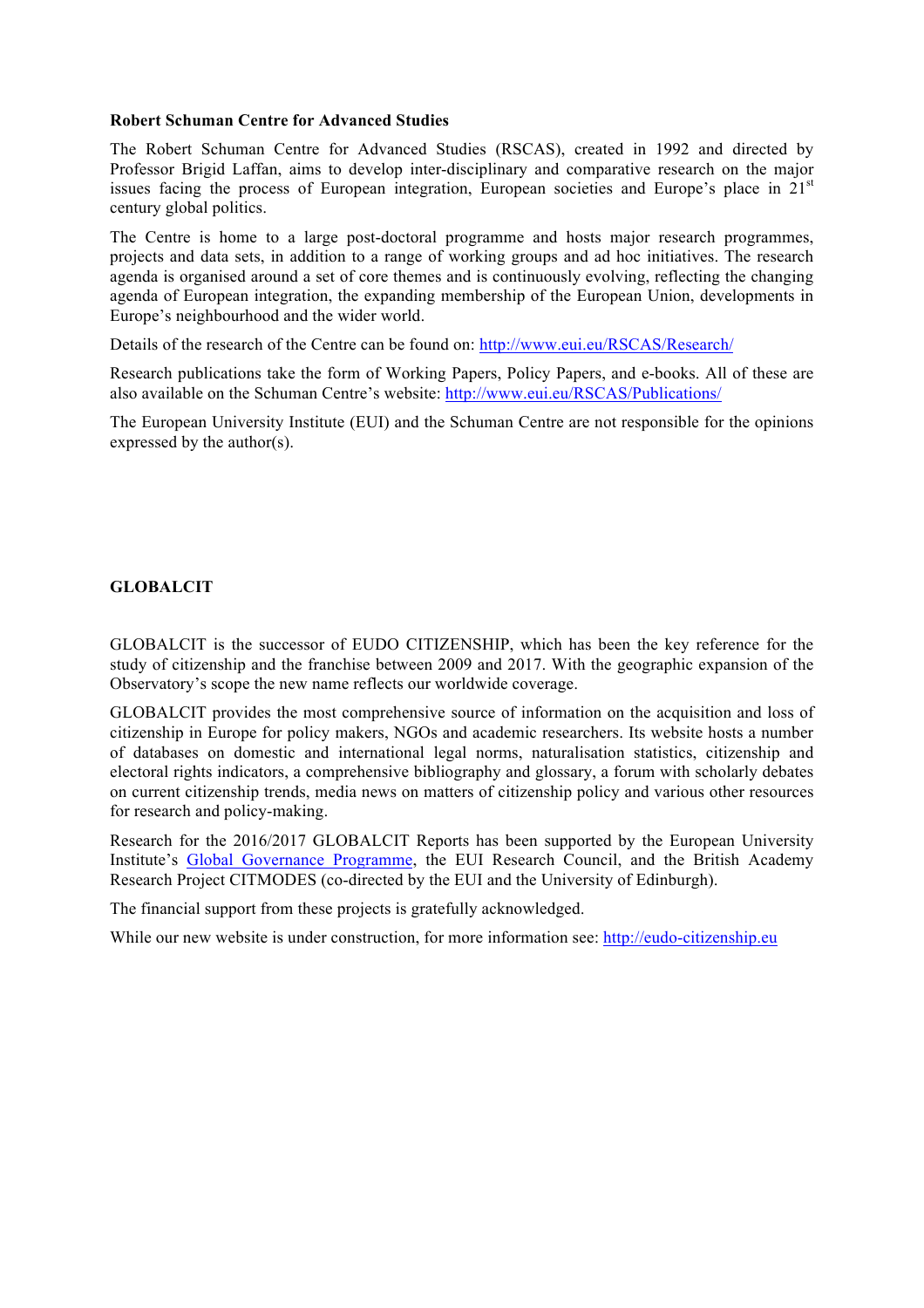**Robert Schuman Centre for Advanced Studies**

The Robert Schuman Centre for Advanced Studies (RSCAS), created in 1992 and directed by Professor Brigid Laffan, aims to develop inter-disciplinary and comparative research on the major issues facing the process of European integration, European societies and Europe's place in 21st century global politics.

The Centre is home to a large post-doctoral programme and hosts major research programmes, projects and data sets, in addition to a range of working groups and ad hoc initiatives. The research agenda is organised around a set of core themes and is continuously evolving, reflecting the changing agenda of European integration, the expanding membership of the European Union, developments in Europe's neighbourhood and the wider world.

Details of the research of the Centre can be found on: http://www.eui.eu/RSCAS/Research/

Research publications take the form of Working Papers, Policy Papers, and e-books. All of these are also available on the Schuman Centre's website: http://www.eui.eu/RSCAS/Publications/

The European University Institute (EUI) and the Schuman Centre are not responsible for the opinions expressed by the author(s).

**GLOBALCIT**

GLOBALCIT is the successor of EUDO CITIZENSHIP, which has been the key reference for the study of citizenship and the franchise between 2009 and 2017. With the geographic expansion of the Observatory's scope the new name reflects our worldwide coverage.

GLOBALCIT provides the most comprehensive source of information on the acquisition and loss of citizenship in Europe for policy makers, NGOs and academic researchers. Its website hosts a number of databases on domestic and international legal norms, naturalisation statistics, citizenship and electoral rights indicators, a comprehensive bibliography and glossary, a forum with scholarly debates on current citizenship trends, media news on matters of citizenship policy and various other resources for research and policy-making.

Research for the 2016/2017 GLOBALCIT Reports has been supported by the European University Institute's Global Governance Programme, the EUI Research Council, and the British Academy Research Project CITMODES (co-directed by the EUI and the University of Edinburgh).

The financial support from these projects is gratefully acknowledged.

While our new website is under construction, for more information see: http://eudo-citizenship.eu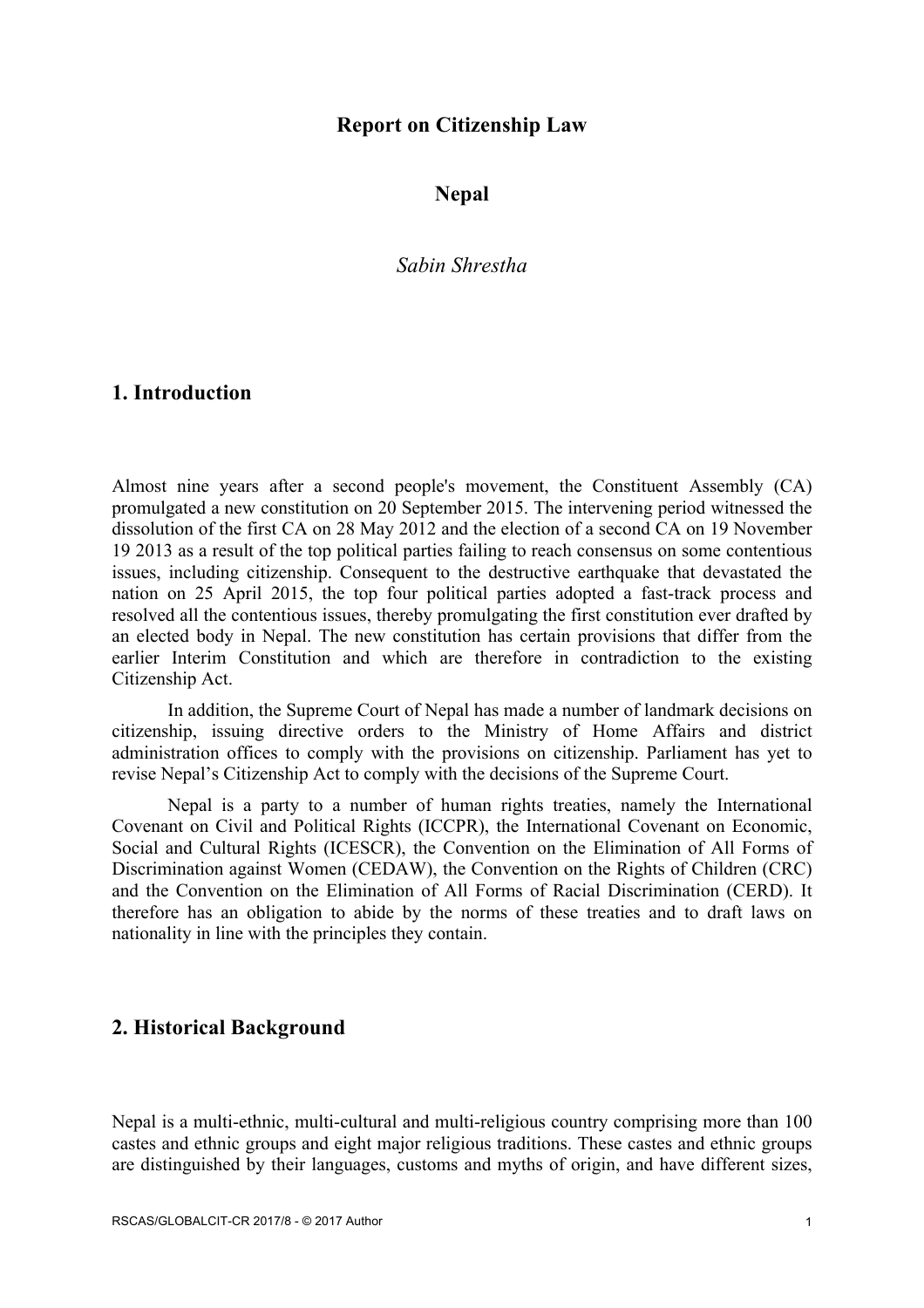**Report on Citizenship Law**

**Nepal**

*Sabin Shrestha*

## 1. Introduction

Almost nine years after a second people's movement, the Constituent Assembly (CA) promulgated a new constitution on 20 September 2015. The intervening period witnessed the dissolution of the first CA on 28 May 2012 and the election of a second CA on 19 November 19 2013 as a result of the top political parties failing to reach consensus on some contentious issues, including citizenship. Consequent to the destructive earthquake that devastated the nation on 25 April 2015, the top four political parties adopted a fast-track process and resolved all the contentious issues, thereby promulgating the first constitution ever drafted by an elected body in Nepal. The new constitution has certain provisions that differ from the earlier Interim Constitution and which are therefore in contradiction to the existing Citizenship Act.

In addition, the Supreme Court of Nepal has made a number of landmark decisions on citizenship, issuing directive orders to the Ministry of Home Affairs and district administration offices to comply with the provisions on citizenship. Parliament has yet to revise Nepal's Citizenship Act to comply with the decisions of the Supreme Court.

Nepal is a party to a number of human rights treaties, namely the International Covenant on Civil and Political Rights (ICCPR), the International Covenant on Economic, Social and Cultural Rights (ICESCR), the Convention on the Elimination of All Forms of Discrimination against Women (CEDAW), the Convention on the Rights of Children (CRC) and the Convention on the Elimination of All Forms of Racial Discrimination (CERD). It therefore has an obligation to abide by the norms of these treaties and to draft laws on nationality in line with the principles they contain.

## 2. Historical Background

Nepal is a multi-ethnic, multi-cultural and multi-religious country comprising more than 100 castes and ethnic groups and eight major religious traditions. These castes and ethnic groups are distinguished by their languages, customs and myths of origin, and have different sizes,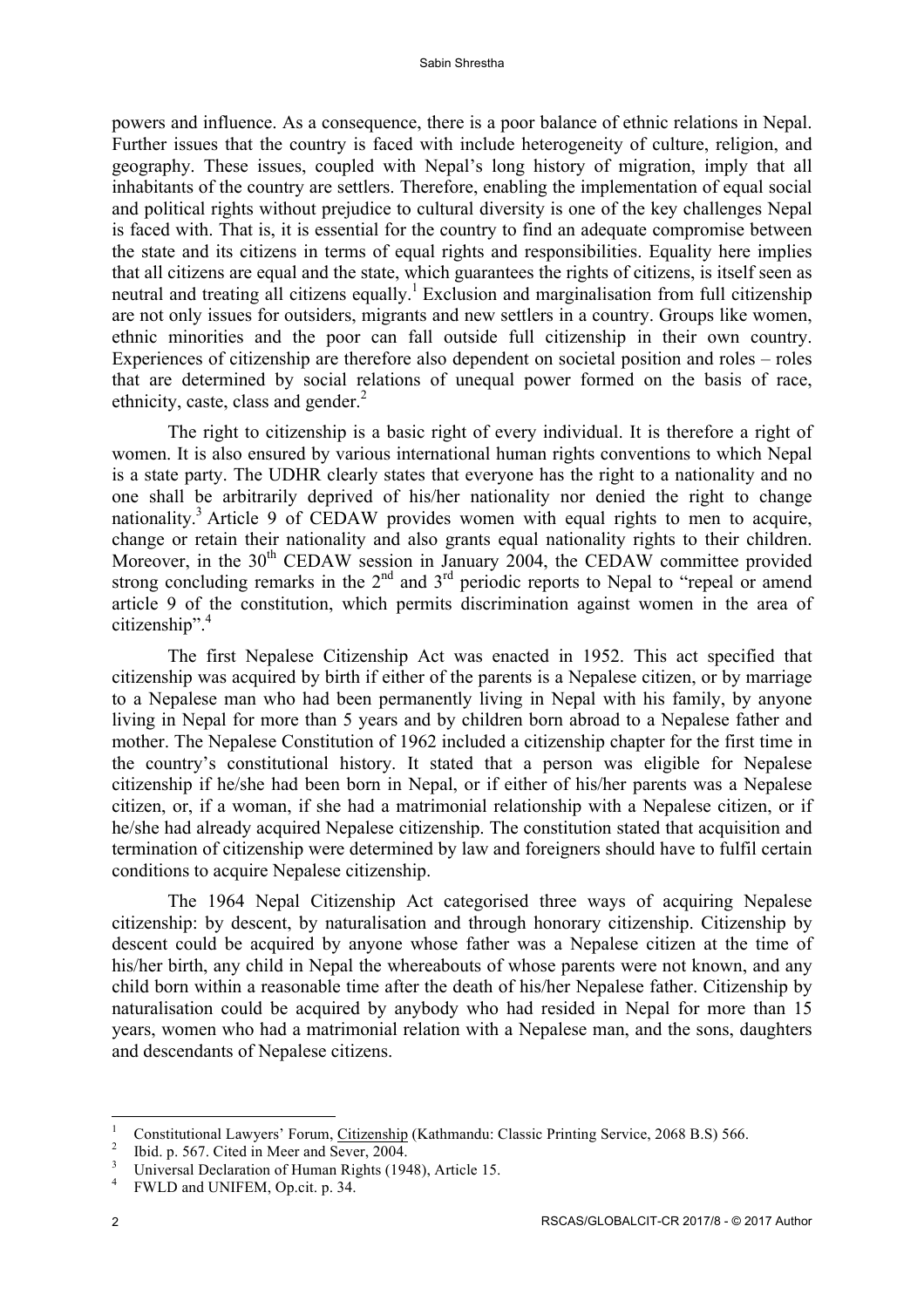powers and influence. As a consequence, there is a poor balance of ethnic relations in Nepal. Further issues that the country is faced with include heterogeneity of culture, religion, and geography. These issues, coupled with Nepal's long history of migration, imply that all inhabitants of the country are settlers. Therefore, enabling the implementation of equal social and political rights without prejudice to cultural diversity is one of the key challenges Nepal is faced with. That is, it is essential for the country to find an adequate compromise between the state and its citizens in terms of equal rights and responsibilities. Equality here implies that all citizens are equal and the state, which guarantees the rights of citizens, is itself seen as neutral and treating all citizens equally.[1] Exclusion and marginalisation from full citizenship are not only issues for outsiders, migrants and new settlers in a country. Groups like women, ethnic minorities and the poor can fall outside full citizenship in their own country. Experiences of citizenship are therefore also dependent on societal position and roles – roles that are determined by social relations of unequal power formed on the basis of race, ethnicity, caste, class and gender.[2]

The right to citizenship is a basic right of every individual. It is therefore a right of women. It is also ensured by various international human rights conventions to which Nepal is a state party. The UDHR clearly states that everyone has the right to a nationality and no one shall be arbitrarily deprived of his/her nationality nor denied the right to change nationality.[3] Article 9 of CEDAW provides women with equal rights to men to acquire, change or retain their nationality and also grants equal nationality rights to their children. Moreover, in the 30th CEDAW session in January 2004, the CEDAW committee provided strong concluding remarks in the 2nd and 3rd periodic reports to Nepal to "repeal or amend article 9 of the constitution, which permits discrimination against women in the area of citizenship".[4]

The first Nepalese Citizenship Act was enacted in 1952. This act specified that citizenship was acquired by birth if either of the parents is a Nepalese citizen, or by marriage to a Nepalese man who had been permanently living in Nepal with his family, by anyone living in Nepal for more than 5 years and by children born abroad to a Nepalese father and mother. The Nepalese Constitution of 1962 included a citizenship chapter for the first time in the country's constitutional history. It stated that a person was eligible for Nepalese citizenship if he/she had been born in Nepal, or if either of his/her parents was a Nepalese citizen, or, if a woman, if she had a matrimonial relationship with a Nepalese citizen, or if he/she had already acquired Nepalese citizenship. The constitution stated that acquisition and termination of citizenship were determined by law and foreigners should have to fulfil certain conditions to acquire Nepalese citizenship.

The 1964 Nepal Citizenship Act categorised three ways of acquiring Nepalese citizenship: by descent, by naturalisation and through honorary citizenship. Citizenship by descent could be acquired by anyone whose father was a Nepalese citizen at the time of his/her birth, any child in Nepal the whereabouts of whose parents were not known, and any child born within a reasonable time after the death of his/her Nepalese father. Citizenship by naturalisation could be acquired by anybody who had resided in Nepal for more than 15 years, women who had a matrimonial relation with a Nepalese man, and the sons, daughters and descendants of Nepalese citizens.

---

1 Constitutional Lawyers' Forum, Citizenship (Kathmandu: Classic Printing Service, 2068 B.S) 566.

2 Ibid. p. 567. Cited in Meer and Sever, 2004.

3 Universal Declaration of Human Rights (1948), Article 15.

4 FWLD and UNIFEM, Op.cit. p. 34.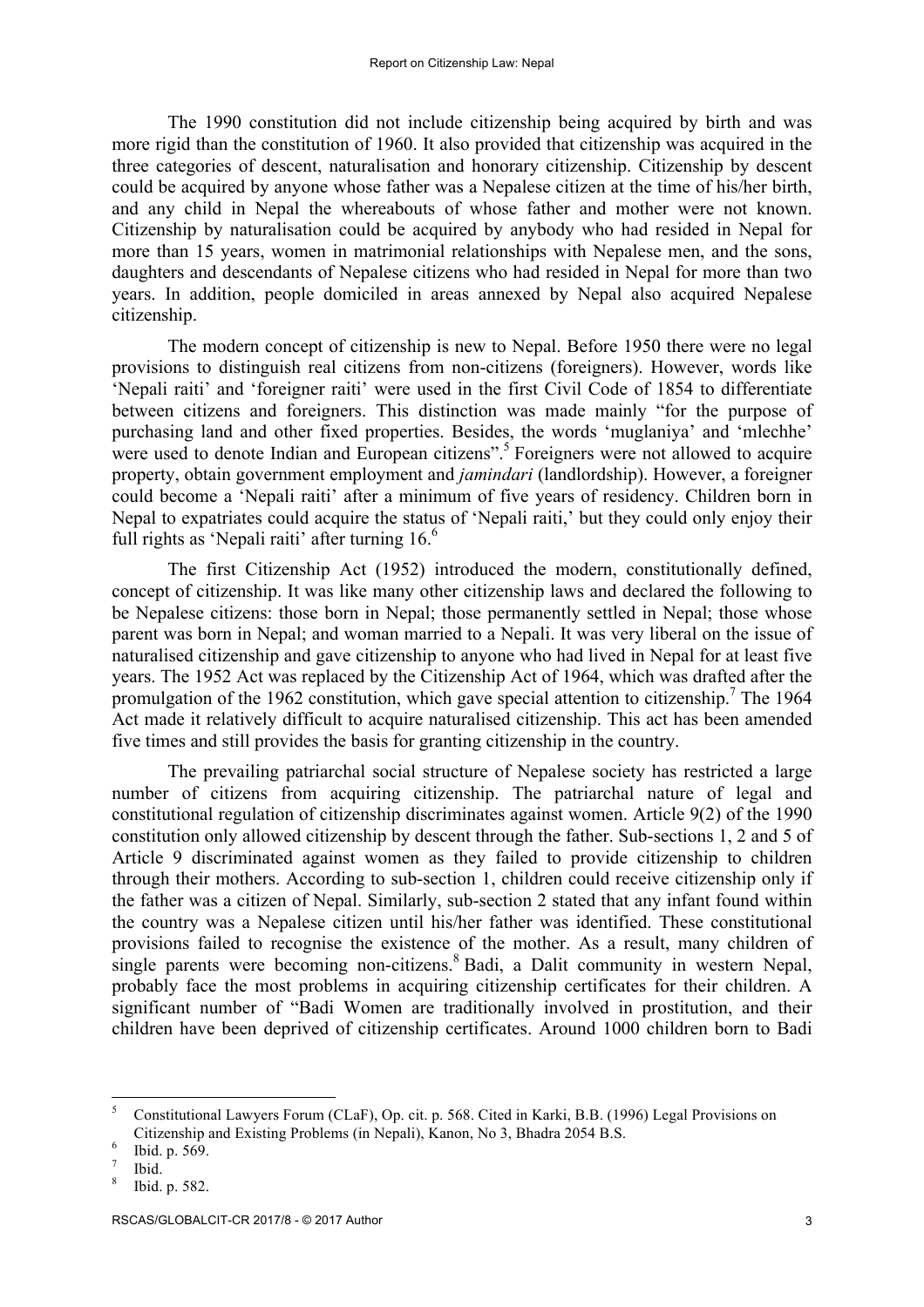The 1990 constitution did not include citizenship being acquired by birth and was more rigid than the constitution of 1960. It also provided that citizenship was acquired in the three categories of descent, naturalisation and honorary citizenship. Citizenship by descent could be acquired by anyone whose father was a Nepalese citizen at the time of his/her birth, and any child in Nepal the whereabouts of whose father and mother were not known. Citizenship by naturalisation could be acquired by anybody who had resided in Nepal for more than 15 years, women in matrimonial relationships with Nepalese men, and the sons, daughters and descendants of Nepalese citizens who had resided in Nepal for more than two years. In addition, people domiciled in areas annexed by Nepal also acquired Nepalese citizenship.

The modern concept of citizenship is new to Nepal. Before 1950 there were no legal provisions to distinguish real citizens from non-citizens (foreigners). However, words like 'Nepali raiti' and 'foreigner raiti' were used in the first Civil Code of 1854 to differentiate between citizens and foreigners. This distinction was made mainly "for the purpose of purchasing land and other fixed properties. Besides, the words 'muglaniya' and 'mlechhe' were used to denote Indian and European citizens".[5] Foreigners were not allowed to acquire property, obtain government employment and *jamindari* (landlordship). However, a foreigner could become a 'Nepali raiti' after a minimum of five years of residency. Children born in Nepal to expatriates could acquire the status of 'Nepali raiti,' but they could only enjoy their full rights as 'Nepali raiti' after turning 16.[6]

The first Citizenship Act (1952) introduced the modern, constitutionally defined, concept of citizenship. It was like many other citizenship laws and declared the following to be Nepalese citizens: those born in Nepal; those permanently settled in Nepal; those whose parent was born in Nepal; and woman married to a Nepali. It was very liberal on the issue of naturalised citizenship and gave citizenship to anyone who had lived in Nepal for at least five years. The 1952 Act was replaced by the Citizenship Act of 1964, which was drafted after the promulgation of the 1962 constitution, which gave special attention to citizenship.[7] The 1964 Act made it relatively difficult to acquire naturalised citizenship. This act has been amended five times and still provides the basis for granting citizenship in the country.

The prevailing patriarchal social structure of Nepalese society has restricted a large number of citizens from acquiring citizenship. The patriarchal nature of legal and constitutional regulation of citizenship discriminates against women. Article 9(2) of the 1990 constitution only allowed citizenship by descent through the father. Sub-sections 1, 2 and 5 of Article 9 discriminated against women as they failed to provide citizenship to children through their mothers. According to sub-section 1, children could receive citizenship only if the father was a citizen of Nepal. Similarly, sub-section 2 stated that any infant found within the country was a Nepalese citizen until his/her father was identified. These constitutional provisions failed to recognise the existence of the mother. As a result, many children of single parents were becoming non-citizens.[8] Badi, a Dalit community in western Nepal, probably face the most problems in acquiring citizenship certificates for their children. A significant number of "Badi Women are traditionally involved in prostitution, and their children have been deprived of citizenship certificates. Around 1000 children born to Badi

---

[5] Constitutional Lawyers Forum (CLaF), Op. cit. p. 568. Cited in Karki, B.B. (1996) Legal Provisions on Citizenship and Existing Problems (in Nepali), Kanon, No 3, Bhadra 2054 B.S.

[6] Ibid. p. 569.

[7] Ibid.

[8] Ibid. p. 582.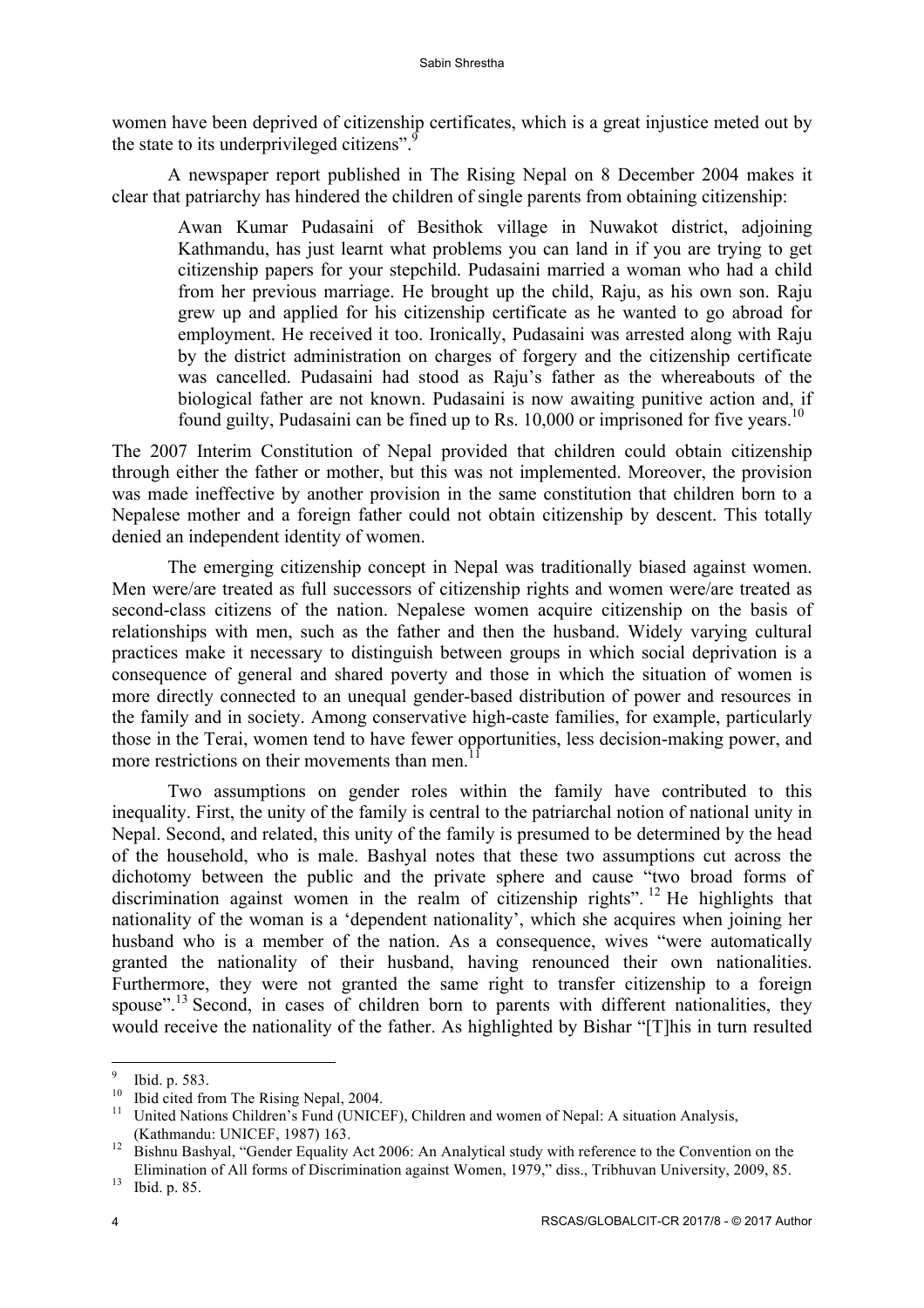women have been deprived of citizenship certificates, which is a great injustice meted out by the state to its underprivileged citizens".[9]

A newspaper report published in The Rising Nepal on 8 December 2004 makes it clear that patriarchy has hindered the children of single parents from obtaining citizenship:

> Awan Kumar Pudasaini of Besithok village in Nuwakot district, adjoining Kathmandu, has just learnt what problems you can land in if you are trying to get citizenship papers for your stepchild. Pudasaini married a woman who had a child from her previous marriage. He brought up the child, Raju, as his own son. Raju grew up and applied for his citizenship certificate as he wanted to go abroad for employment. He received it too. Ironically, Pudasaini was arrested along with Raju by the district administration on charges of forgery and the citizenship certificate was cancelled. Pudasaini had stood as Raju's father as the whereabouts of the biological father are not known. Pudasaini is now awaiting punitive action and, if found guilty, Pudasaini can be fined up to Rs. 10,000 or imprisoned for five years.[10]

The 2007 Interim Constitution of Nepal provided that children could obtain citizenship through either the father or mother, but this was not implemented. Moreover, the provision was made ineffective by another provision in the same constitution that children born to a Nepalese mother and a foreign father could not obtain citizenship by descent. This totally denied an independent identity of women.

The emerging citizenship concept in Nepal was traditionally biased against women. Men were/are treated as full successors of citizenship rights and women were/are treated as second-class citizens of the nation. Nepalese women acquire citizenship on the basis of relationships with men, such as the father and then the husband. Widely varying cultural practices make it necessary to distinguish between groups in which social deprivation is a consequence of general and shared poverty and those in which the situation of women is more directly connected to an unequal gender-based distribution of power and resources in the family and in society. Among conservative high-caste families, for example, particularly those in the Terai, women tend to have fewer opportunities, less decision-making power, and more restrictions on their movements than men.[11]

Two assumptions on gender roles within the family have contributed to this inequality. First, the unity of the family is central to the patriarchal notion of national unity in Nepal. Second, and related, this unity of the family is presumed to be determined by the head of the household, who is male. Bashyal notes that these two assumptions cut across the dichotomy between the public and the private sphere and cause "two broad forms of discrimination against women in the realm of citizenship rights".[12] He highlights that nationality of the woman is a 'dependent nationality', which she acquires when joining her husband who is a member of the nation. As a consequence, wives "were automatically granted the nationality of their husband, having renounced their own nationalities. Furthermore, they were not granted the same right to transfer citizenship to a foreign spouse".[13] Second, in cases of children born to parents with different nationalities, they would receive the nationality of the father. As highlighted by Bishar "[T]his in turn resulted

---

[9] Ibid. p. 583.

[10] Ibid cited from The Rising Nepal, 2004.

[11] United Nations Children's Fund (UNICEF), Children and women of Nepal: A situation Analysis, (Kathmandu: UNICEF, 1987) 163.

[12] Bishnu Bashyal, "Gender Equality Act 2006: An Analytical study with reference to the Convention on the Elimination of All forms of Discrimination against Women, 1979," diss., Tribhuvan University, 2009, 85.

[13] Ibid. p. 85.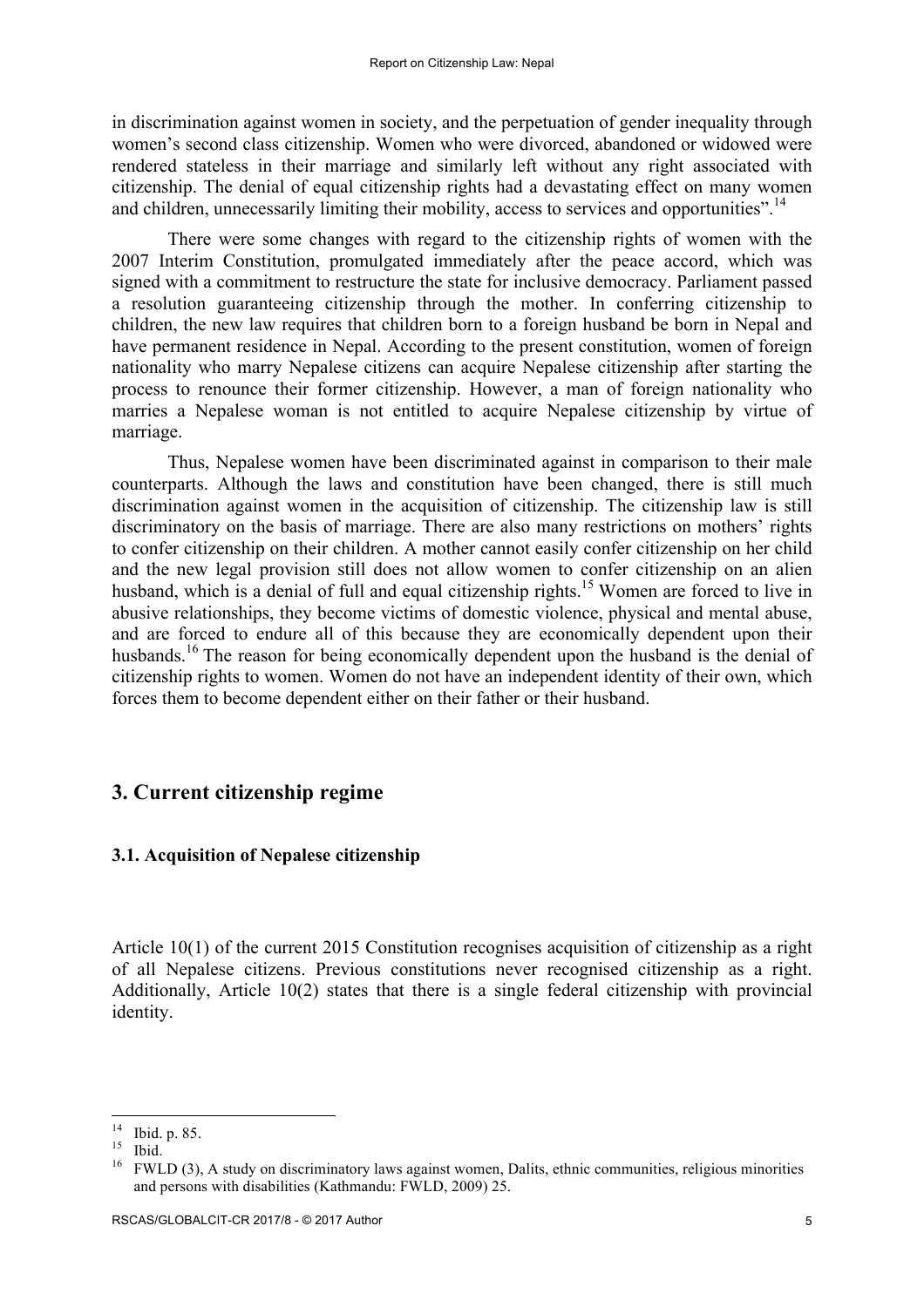in discrimination against women in society, and the perpetuation of gender inequality through women's second class citizenship. Women who were divorced, abandoned or widowed were rendered stateless in their marriage and similarly left without any right associated with citizenship. The denial of equal citizenship rights had a devastating effect on many women and children, unnecessarily limiting their mobility, access to services and opportunities".[14]

There were some changes with regard to the citizenship rights of women with the 2007 Interim Constitution, promulgated immediately after the peace accord, which was signed with a commitment to restructure the state for inclusive democracy. Parliament passed a resolution guaranteeing citizenship through the mother. In conferring citizenship to children, the new law requires that children born to a foreign husband be born in Nepal and have permanent residence in Nepal. According to the present constitution, women of foreign nationality who marry Nepalese citizens can acquire Nepalese citizenship after starting the process to renounce their former citizenship. However, a man of foreign nationality who marries a Nepalese woman is not entitled to acquire Nepalese citizenship by virtue of marriage.

Thus, Nepalese women have been discriminated against in comparison to their male counterparts. Although the laws and constitution have been changed, there is still much discrimination against women in the acquisition of citizenship. The citizenship law is still discriminatory on the basis of marriage. There are also many restrictions on mothers' rights to confer citizenship on their children. A mother cannot easily confer citizenship on her child and the new legal provision still does not allow women to confer citizenship on an alien husband, which is a denial of full and equal citizenship rights.[15] Women are forced to live in abusive relationships, they become victims of domestic violence, physical and mental abuse, and are forced to endure all of this because they are economically dependent upon their husbands.[16] The reason for being economically dependent upon the husband is the denial of citizenship rights to women. Women do not have an independent identity of their own, which forces them to become dependent either on their father or their husband.

## 3. Current citizenship regime

### 3.1. Acquisition of Nepalese citizenship

Article 10(1) of the current 2015 Constitution recognises acquisition of citizenship as a right of all Nepalese citizens. Previous constitutions never recognised citizenship as a right. Additionally, Article 10(2) states that there is a single federal citizenship with provincial identity.

---

[14] Ibid. p. 85.

[15] Ibid.

[16] FWLD (3), A study on discriminatory laws against women, Dalits, ethnic communities, religious minorities and persons with disabilities (Kathmandu: FWLD, 2009) 25.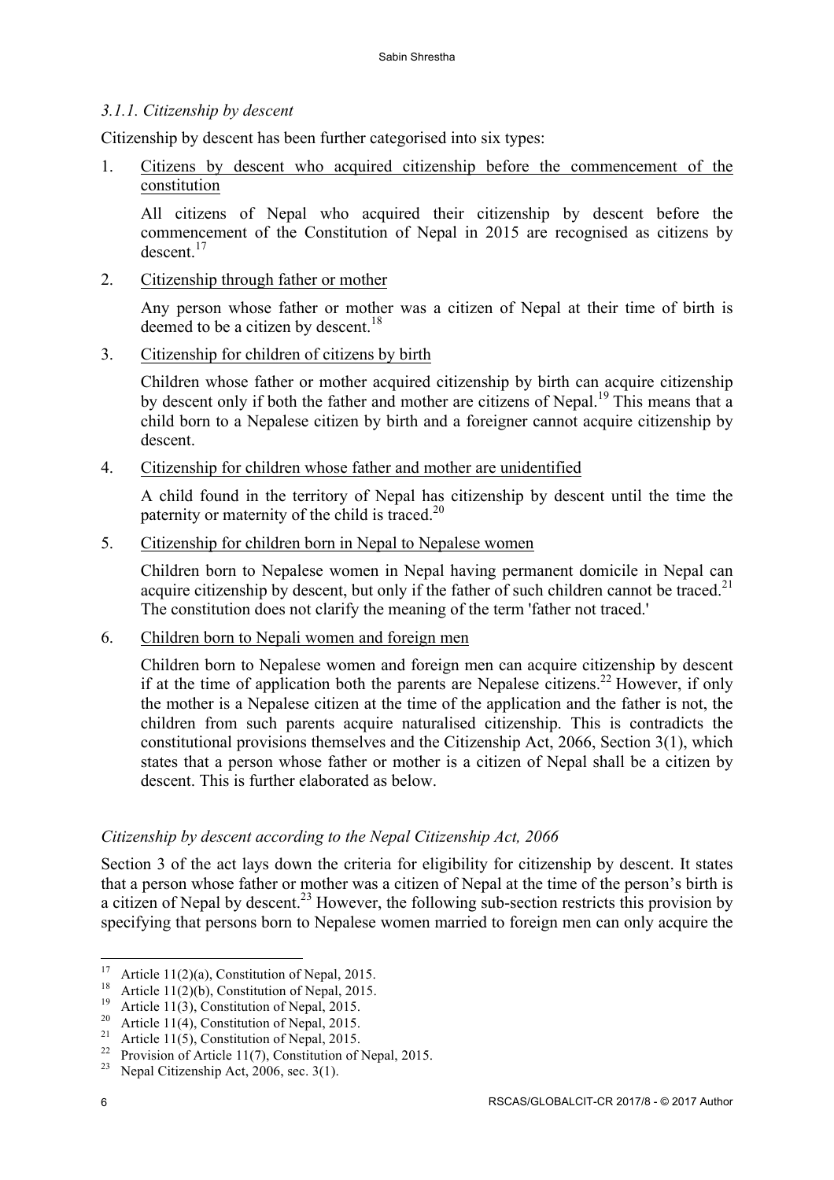### *3.1.1. Citizenship by descent*

Citizenship by descent has been further categorised into six types:

1. Citizens by descent who acquired citizenship before the commencement of the constitution

   All citizens of Nepal who acquired their citizenship by descent before the commencement of the Constitution of Nepal in 2015 are recognised as citizens by descent.[17]

2. Citizenship through father or mother

   Any person whose father or mother was a citizen of Nepal at their time of birth is deemed to be a citizen by descent.[18]

3. Citizenship for children of citizens by birth

   Children whose father or mother acquired citizenship by birth can acquire citizenship by descent only if both the father and mother are citizens of Nepal.[19] This means that a child born to a Nepalese citizen by birth and a foreigner cannot acquire citizenship by descent.

4. Citizenship for children whose father and mother are unidentified

   A child found in the territory of Nepal has citizenship by descent until the time the paternity or maternity of the child is traced.[20]

5. Citizenship for children born in Nepal to Nepalese women

   Children born to Nepalese women in Nepal having permanent domicile in Nepal can acquire citizenship by descent, but only if the father of such children cannot be traced.[21] The constitution does not clarify the meaning of the term 'father not traced.'

6. Children born to Nepali women and foreign men

   Children born to Nepalese women and foreign men can acquire citizenship by descent if at the time of application both the parents are Nepalese citizens.[22] However, if only the mother is a Nepalese citizen at the time of the application and the father is not, the children from such parents acquire naturalised citizenship. This is contradicts the constitutional provisions themselves and the Citizenship Act, 2066, Section 3(1), which states that a person whose father or mother is a citizen of Nepal shall be a citizen by descent. This is further elaborated as below.

### *Citizenship by descent according to the Nepal Citizenship Act, 2066*

Section 3 of the act lays down the criteria for eligibility for citizenship by descent. It states that a person whose father or mother was a citizen of Nepal at the time of the person's birth is a citizen of Nepal by descent.[23] However, the following sub-section restricts this provision by specifying that persons born to Nepalese women married to foreign men can only acquire the

---

[17] Article 11(2)(a), Constitution of Nepal, 2015.

[18] Article 11(2)(b), Constitution of Nepal, 2015.

[19] Article 11(3), Constitution of Nepal, 2015.

[20] Article 11(4), Constitution of Nepal, 2015.

[21] Article 11(5), Constitution of Nepal, 2015.

[22] Provision of Article 11(7), Constitution of Nepal, 2015.

[23] Nepal Citizenship Act, 2006, sec. 3(1).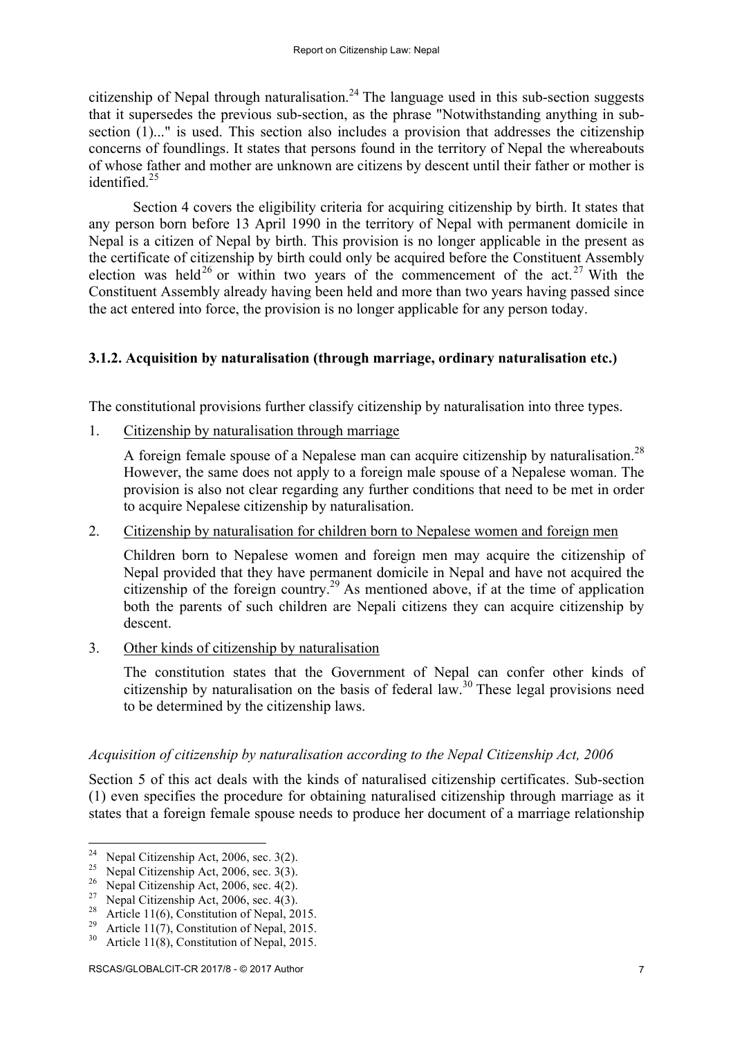citizenship of Nepal through naturalisation.[24] The language used in this sub-section suggests that it supersedes the previous sub-section, as the phrase "Notwithstanding anything in sub-section (1)..." is used. This section also includes a provision that addresses the citizenship concerns of foundlings. It states that persons found in the territory of Nepal the whereabouts of whose father and mother are unknown are citizens by descent until their father or mother is identified.[25]

Section 4 covers the eligibility criteria for acquiring citizenship by birth. It states that any person born before 13 April 1990 in the territory of Nepal with permanent domicile in Nepal is a citizen of Nepal by birth. This provision is no longer applicable in the present as the certificate of citizenship by birth could only be acquired before the Constituent Assembly election was held[26] or within two years of the commencement of the act.[27] With the Constituent Assembly already having been held and more than two years having passed since the act entered into force, the provision is no longer applicable for any person today.

### 3.1.2. Acquisition by naturalisation (through marriage, ordinary naturalisation etc.)

The constitutional provisions further classify citizenship by naturalisation into three types.

1. Citizenship by naturalisation through marriage

   A foreign female spouse of a Nepalese man can acquire citizenship by naturalisation.[28] However, the same does not apply to a foreign male spouse of a Nepalese woman. The provision is also not clear regarding any further conditions that need to be met in order to acquire Nepalese citizenship by naturalisation.

2. Citizenship by naturalisation for children born to Nepalese women and foreign men

   Children born to Nepalese women and foreign men may acquire the citizenship of Nepal provided that they have permanent domicile in Nepal and have not acquired the citizenship of the foreign country.[29] As mentioned above, if at the time of application both the parents of such children are Nepali citizens they can acquire citizenship by descent.

3. Other kinds of citizenship by naturalisation

   The constitution states that the Government of Nepal can confer other kinds of citizenship by naturalisation on the basis of federal law.[30] These legal provisions need to be determined by the citizenship laws.

*Acquisition of citizenship by naturalisation according to the Nepal Citizenship Act, 2006*

Section 5 of this act deals with the kinds of naturalised citizenship certificates. Sub-section (1) even specifies the procedure for obtaining naturalised citizenship through marriage as it states that a foreign female spouse needs to produce her document of a marriage relationship

---

[24] Nepal Citizenship Act, 2006, sec. 3(2).
[25] Nepal Citizenship Act, 2006, sec. 3(3).
[26] Nepal Citizenship Act, 2006, sec. 4(2).
[27] Nepal Citizenship Act, 2006, sec. 4(3).
[28] Article 11(6), Constitution of Nepal, 2015.
[29] Article 11(7), Constitution of Nepal, 2015.
[30] Article 11(8), Constitution of Nepal, 2015.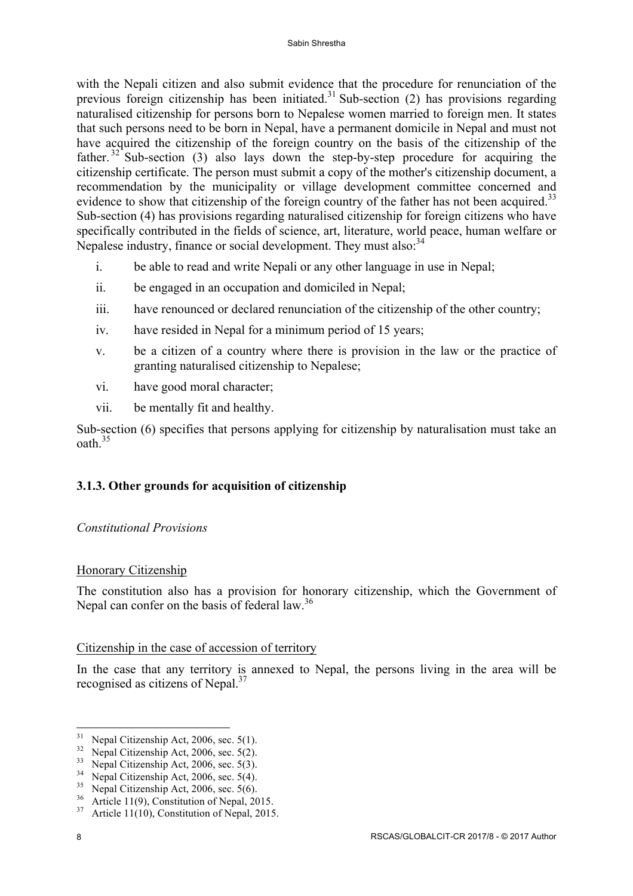with the Nepali citizen and also submit evidence that the procedure for renunciation of the previous foreign citizenship has been initiated.[31] Sub-section (2) has provisions regarding naturalised citizenship for persons born to Nepalese women married to foreign men. It states that such persons need to be born in Nepal, have a permanent domicile in Nepal and must not have acquired the citizenship of the foreign country on the basis of the citizenship of the father.[32] Sub-section (3) also lays down the step-by-step procedure for acquiring the citizenship certificate. The person must submit a copy of the mother's citizenship document, a recommendation by the municipality or village development committee concerned and evidence to show that citizenship of the foreign country of the father has not been acquired.[33] Sub-section (4) has provisions regarding naturalised citizenship for foreign citizens who have specifically contributed in the fields of science, art, literature, world peace, human welfare or Nepalese industry, finance or social development. They must also:[34]

i. be able to read and write Nepali or any other language in use in Nepal;

ii. be engaged in an occupation and domiciled in Nepal;

iii. have renounced or declared renunciation of the citizenship of the other country;

iv. have resided in Nepal for a minimum period of 15 years;

v. be a citizen of a country where there is provision in the law or the practice of granting naturalised citizenship to Nepalese;

vi. have good moral character;

vii. be mentally fit and healthy.

Sub-section (6) specifies that persons applying for citizenship by naturalisation must take an oath.[35]

### 3.1.3. Other grounds for acquisition of citizenship

*Constitutional Provisions*

Honorary Citizenship

The constitution also has a provision for honorary citizenship, which the Government of Nepal can confer on the basis of federal law.[36]

Citizenship in the case of accession of territory

In the case that any territory is annexed to Nepal, the persons living in the area will be recognised as citizens of Nepal.[37]

---

[31] Nepal Citizenship Act, 2006, sec. 5(1).
[32] Nepal Citizenship Act, 2006, sec. 5(2).
[33] Nepal Citizenship Act, 2006, sec. 5(3).
[34] Nepal Citizenship Act, 2006, sec. 5(4).
[35] Nepal Citizenship Act, 2006, sec. 5(6).
[36] Article 11(9), Constitution of Nepal, 2015.
[37] Article 11(10), Constitution of Nepal, 2015.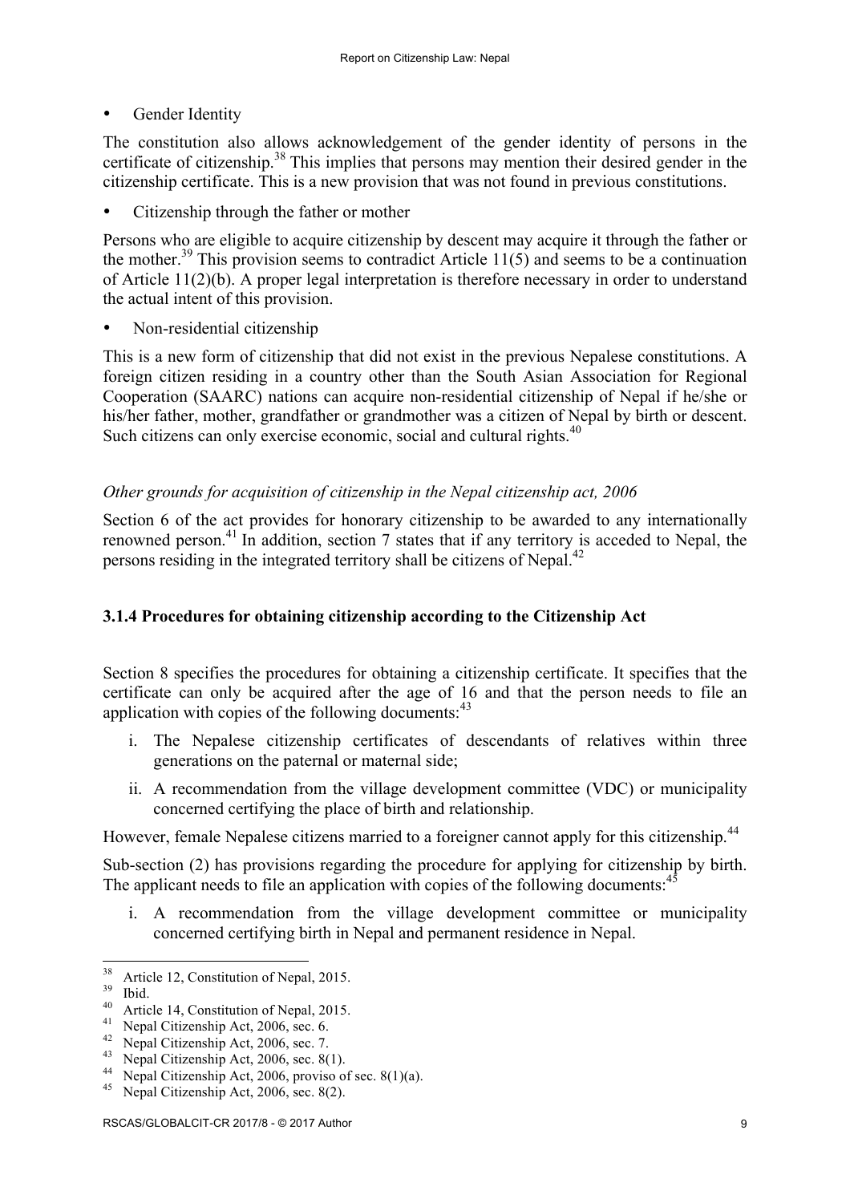- Gender Identity

The constitution also allows acknowledgement of the gender identity of persons in the certificate of citizenship.[38] This implies that persons may mention their desired gender in the citizenship certificate. This is a new provision that was not found in previous constitutions.

- Citizenship through the father or mother

Persons who are eligible to acquire citizenship by descent may acquire it through the father or the mother.[39] This provision seems to contradict Article 11(5) and seems to be a continuation of Article 11(2)(b). A proper legal interpretation is therefore necessary in order to understand the actual intent of this provision.

- Non-residential citizenship

This is a new form of citizenship that did not exist in the previous Nepalese constitutions. A foreign citizen residing in a country other than the South Asian Association for Regional Cooperation (SAARC) nations can acquire non-residential citizenship of Nepal if he/she or his/her father, mother, grandfather or grandmother was a citizen of Nepal by birth or descent. Such citizens can only exercise economic, social and cultural rights.[40]

*Other grounds for acquisition of citizenship in the Nepal citizenship act, 2006*

Section 6 of the act provides for honorary citizenship to be awarded to any internationally renowned person.[41] In addition, section 7 states that if any territory is acceded to Nepal, the persons residing in the integrated territory shall be citizens of Nepal.[42]

### 3.1.4 Procedures for obtaining citizenship according to the Citizenship Act

Section 8 specifies the procedures for obtaining a citizenship certificate. It specifies that the certificate can only be acquired after the age of 16 and that the person needs to file an application with copies of the following documents:[43]

i. The Nepalese citizenship certificates of descendants of relatives within three generations on the paternal or maternal side;
ii. A recommendation from the village development committee (VDC) or municipality concerned certifying the place of birth and relationship.

However, female Nepalese citizens married to a foreigner cannot apply for this citizenship.[44]

Sub-section (2) has provisions regarding the procedure for applying for citizenship by birth. The applicant needs to file an application with copies of the following documents:[45]

i. A recommendation from the village development committee or municipality concerned certifying birth in Nepal and permanent residence in Nepal.

---

[38] Article 12, Constitution of Nepal, 2015.
[39] Ibid.
[40] Article 14, Constitution of Nepal, 2015.
[41] Nepal Citizenship Act, 2006, sec. 6.
[42] Nepal Citizenship Act, 2006, sec. 7.
[43] Nepal Citizenship Act, 2006, sec. 8(1).
[44] Nepal Citizenship Act, 2006, proviso of sec. 8(1)(a).
[45] Nepal Citizenship Act, 2006, sec. 8(2).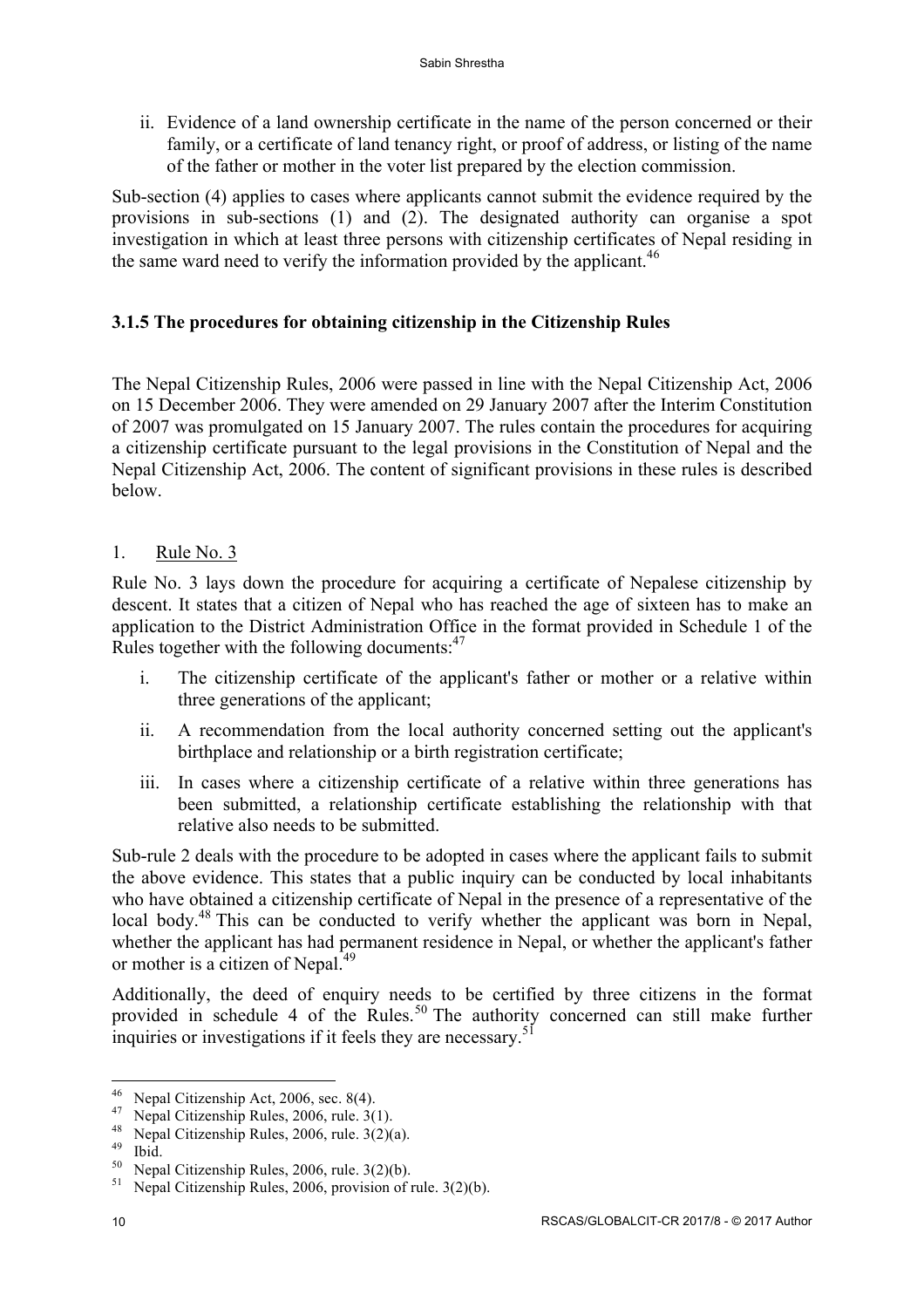ii. Evidence of a land ownership certificate in the name of the person concerned or their family, or a certificate of land tenancy right, or proof of address, or listing of the name of the father or mother in the voter list prepared by the election commission.

Sub-section (4) applies to cases where applicants cannot submit the evidence required by the provisions in sub-sections (1) and (2). The designated authority can organise a spot investigation in which at least three persons with citizenship certificates of Nepal residing in the same ward need to verify the information provided by the applicant.[46]

### 3.1.5 The procedures for obtaining citizenship in the Citizenship Rules

The Nepal Citizenship Rules, 2006 were passed in line with the Nepal Citizenship Act, 2006 on 15 December 2006. They were amended on 29 January 2007 after the Interim Constitution of 2007 was promulgated on 15 January 2007. The rules contain the procedures for acquiring a citizenship certificate pursuant to the legal provisions in the Constitution of Nepal and the Nepal Citizenship Act, 2006. The content of significant provisions in these rules is described below.

1. <u>Rule No. 3</u>

Rule No. 3 lays down the procedure for acquiring a certificate of Nepalese citizenship by descent. It states that a citizen of Nepal who has reached the age of sixteen has to make an application to the District Administration Office in the format provided in Schedule 1 of the Rules together with the following documents:[47]

i. The citizenship certificate of the applicant's father or mother or a relative within three generations of the applicant;

ii. A recommendation from the local authority concerned setting out the applicant's birthplace and relationship or a birth registration certificate;

iii. In cases where a citizenship certificate of a relative within three generations has been submitted, a relationship certificate establishing the relationship with that relative also needs to be submitted.

Sub-rule 2 deals with the procedure to be adopted in cases where the applicant fails to submit the above evidence. This states that a public inquiry can be conducted by local inhabitants who have obtained a citizenship certificate of Nepal in the presence of a representative of the local body.[48] This can be conducted to verify whether the applicant was born in Nepal, whether the applicant has had permanent residence in Nepal, or whether the applicant's father or mother is a citizen of Nepal.[49]

Additionally, the deed of enquiry needs to be certified by three citizens in the format provided in schedule 4 of the Rules.[50] The authority concerned can still make further inquiries or investigations if it feels they are necessary.[51]

---

[46] Nepal Citizenship Act, 2006, sec. 8(4).

[47] Nepal Citizenship Rules, 2006, rule. 3(1).

[48] Nepal Citizenship Rules, 2006, rule. 3(2)(a).

[49] Ibid.

[50] Nepal Citizenship Rules, 2006, rule. 3(2)(b).

[51] Nepal Citizenship Rules, 2006, provision of rule. 3(2)(b).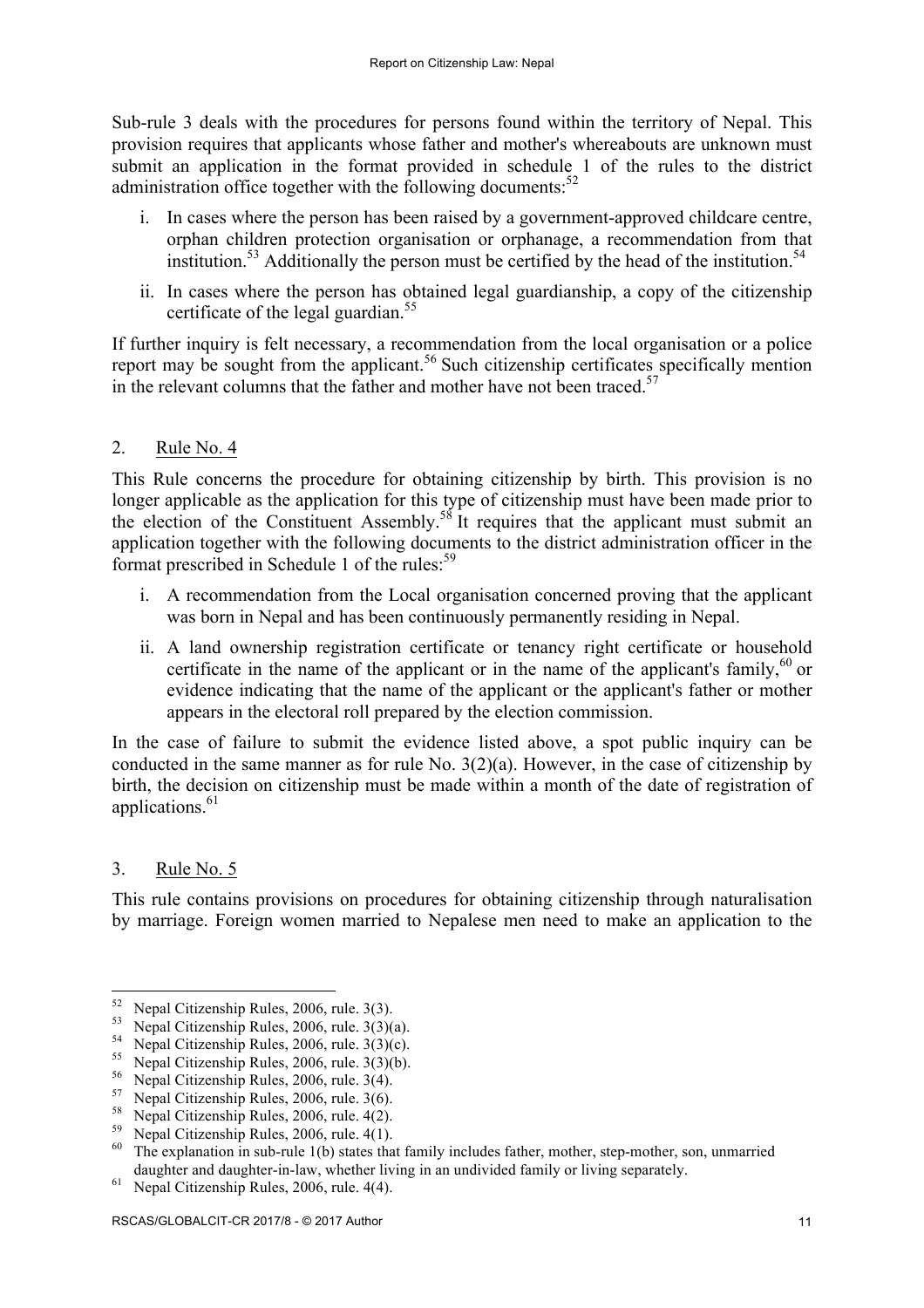Sub-rule 3 deals with the procedures for persons found within the territory of Nepal. This provision requires that applicants whose father and mother's whereabouts are unknown must submit an application in the format provided in schedule 1 of the rules to the district administration office together with the following documents:[52]

i. In cases where the person has been raised by a government-approved childcare centre, orphan children protection organisation or orphanage, a recommendation from that institution.[53] Additionally the person must be certified by the head of the institution.[54]

ii. In cases where the person has obtained legal guardianship, a copy of the citizenship certificate of the legal guardian.[55]

If further inquiry is felt necessary, a recommendation from the local organisation or a police report may be sought from the applicant.[56] Such citizenship certificates specifically mention in the relevant columns that the father and mother have not been traced.[57]

## 2. Rule No. 4

This Rule concerns the procedure for obtaining citizenship by birth. This provision is no longer applicable as the application for this type of citizenship must have been made prior to the election of the Constituent Assembly.[58] It requires that the applicant must submit an application together with the following documents to the district administration officer in the format prescribed in Schedule 1 of the rules:[59]

i. A recommendation from the Local organisation concerned proving that the applicant was born in Nepal and has been continuously permanently residing in Nepal.

ii. A land ownership registration certificate or tenancy right certificate or household certificate in the name of the applicant or in the name of the applicant's family,[60] or evidence indicating that the name of the applicant or the applicant's father or mother appears in the electoral roll prepared by the election commission.

In the case of failure to submit the evidence listed above, a spot public inquiry can be conducted in the same manner as for rule No. 3(2)(a). However, in the case of citizenship by birth, the decision on citizenship must be made within a month of the date of registration of applications.[61]

## 3. Rule No. 5

This rule contains provisions on procedures for obtaining citizenship through naturalisation by marriage. Foreign women married to Nepalese men need to make an application to the

---

[52] Nepal Citizenship Rules, 2006, rule. 3(3).
[53] Nepal Citizenship Rules, 2006, rule. 3(3)(a).
[54] Nepal Citizenship Rules, 2006, rule. 3(3)(c).
[55] Nepal Citizenship Rules, 2006, rule. 3(3)(b).
[56] Nepal Citizenship Rules, 2006, rule. 3(4).
[57] Nepal Citizenship Rules, 2006, rule. 3(6).
[58] Nepal Citizenship Rules, 2006, rule. 4(2).
[59] Nepal Citizenship Rules, 2006, rule. 4(1).
[60] The explanation in sub-rule 1(b) states that family includes father, mother, step-mother, son, unmarried daughter and daughter-in-law, whether living in an undivided family or living separately.
[61] Nepal Citizenship Rules, 2006, rule. 4(4).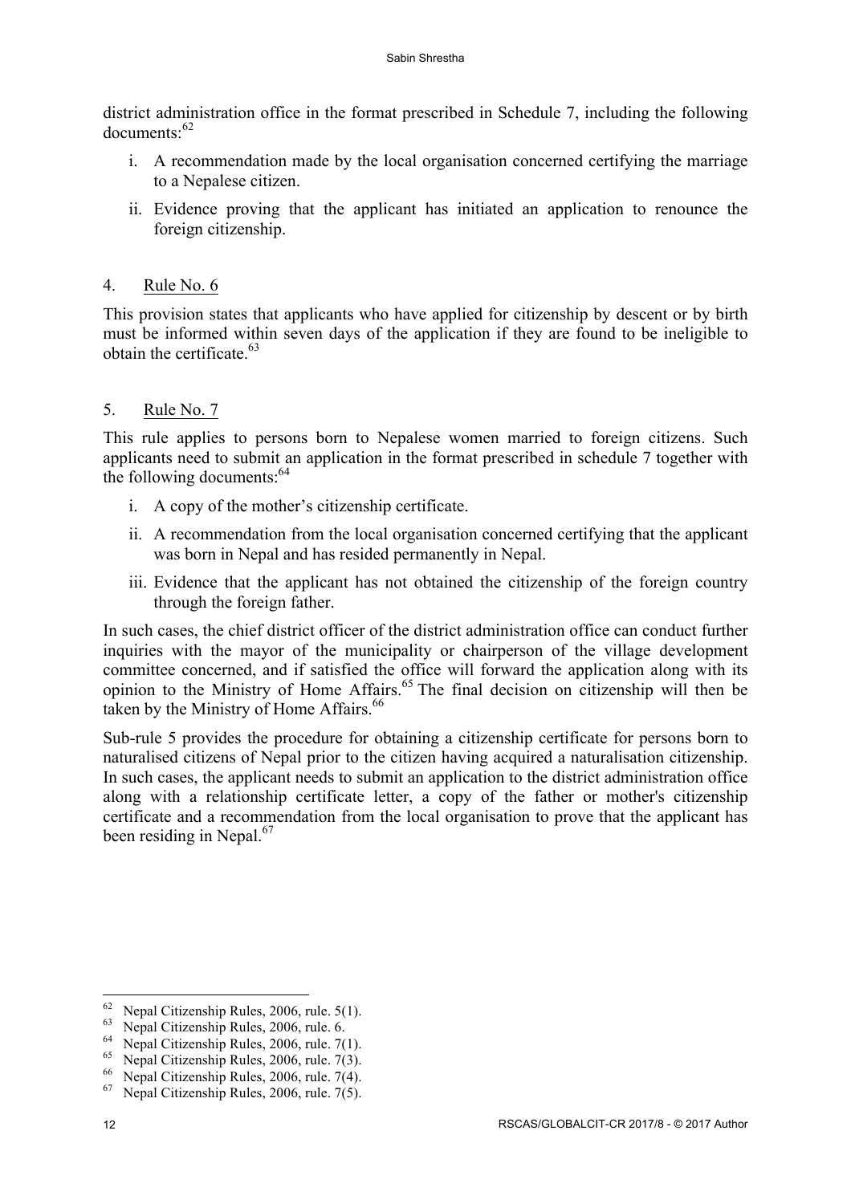district administration office in the format prescribed in Schedule 7, including the following documents:[62]

i. A recommendation made by the local organisation concerned certifying the marriage to a Nepalese citizen.

ii. Evidence proving that the applicant has initiated an application to renounce the foreign citizenship.

4. Rule No. 6

This provision states that applicants who have applied for citizenship by descent or by birth must be informed within seven days of the application if they are found to be ineligible to obtain the certificate.[63]

5. Rule No. 7

This rule applies to persons born to Nepalese women married to foreign citizens. Such applicants need to submit an application in the format prescribed in schedule 7 together with the following documents:[64]

i. A copy of the mother's citizenship certificate.

ii. A recommendation from the local organisation concerned certifying that the applicant was born in Nepal and has resided permanently in Nepal.

iii. Evidence that the applicant has not obtained the citizenship of the foreign country through the foreign father.

In such cases, the chief district officer of the district administration office can conduct further inquiries with the mayor of the municipality or chairperson of the village development committee concerned, and if satisfied the office will forward the application along with its opinion to the Ministry of Home Affairs.[65] The final decision on citizenship will then be taken by the Ministry of Home Affairs.[66]

Sub-rule 5 provides the procedure for obtaining a citizenship certificate for persons born to naturalised citizens of Nepal prior to the citizen having acquired a naturalisation citizenship. In such cases, the applicant needs to submit an application to the district administration office along with a relationship certificate letter, a copy of the father or mother's citizenship certificate and a recommendation from the local organisation to prove that the applicant has been residing in Nepal.[67]

---

[62] Nepal Citizenship Rules, 2006, rule. 5(1).
[63] Nepal Citizenship Rules, 2006, rule. 6.
[64] Nepal Citizenship Rules, 2006, rule. 7(1).
[65] Nepal Citizenship Rules, 2006, rule. 7(3).
[66] Nepal Citizenship Rules, 2006, rule. 7(4).
[67] Nepal Citizenship Rules, 2006, rule. 7(5).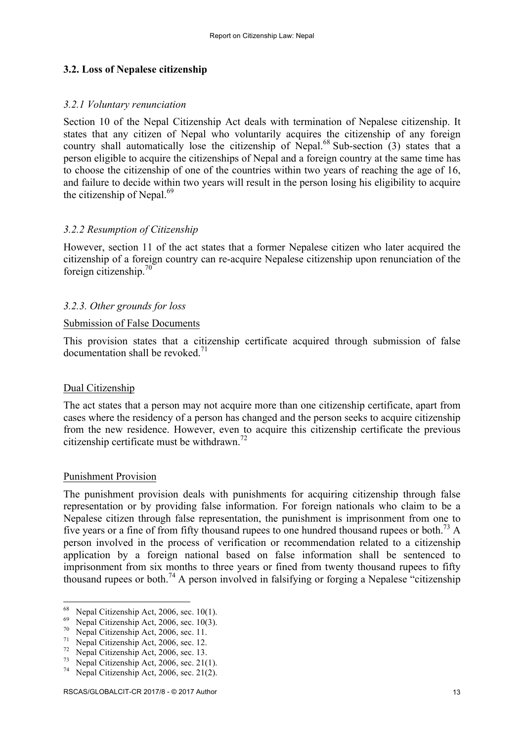## 3.2. Loss of Nepalese citizenship

### *3.2.1 Voluntary renunciation*

Section 10 of the Nepal Citizenship Act deals with termination of Nepalese citizenship. It states that any citizen of Nepal who voluntarily acquires the citizenship of any foreign country shall automatically lose the citizenship of Nepal.[68] Sub-section (3) states that a person eligible to acquire the citizenships of Nepal and a foreign country at the same time has to choose the citizenship of one of the countries within two years of reaching the age of 16, and failure to decide within two years will result in the person losing his eligibility to acquire the citizenship of Nepal.[69]

### *3.2.2 Resumption of Citizenship*

However, section 11 of the act states that a former Nepalese citizen who later acquired the citizenship of a foreign country can re-acquire Nepalese citizenship upon renunciation of the foreign citizenship.[70]

### *3.2.3. Other grounds for loss*

<u>Submission of False Documents</u>

This provision states that a citizenship certificate acquired through submission of false documentation shall be revoked.[71]

<u>Dual Citizenship</u>

The act states that a person may not acquire more than one citizenship certificate, apart from cases where the residency of a person has changed and the person seeks to acquire citizenship from the new residence. However, even to acquire this citizenship certificate the previous citizenship certificate must be withdrawn.[72]

<u>Punishment Provision</u>

The punishment provision deals with punishments for acquiring citizenship through false representation or by providing false information. For foreign nationals who claim to be a Nepalese citizen through false representation, the punishment is imprisonment from one to five years or a fine of from fifty thousand rupees to one hundred thousand rupees or both.[73] A person involved in the process of verification or recommendation related to a citizenship application by a foreign national based on false information shall be sentenced to imprisonment from six months to three years or fined from twenty thousand rupees to fifty thousand rupees or both.[74] A person involved in falsifying or forging a Nepalese "citizenship

---

[68] Nepal Citizenship Act, 2006, sec. 10(1).
[69] Nepal Citizenship Act, 2006, sec. 10(3).
[70] Nepal Citizenship Act, 2006, sec. 11.
[71] Nepal Citizenship Act, 2006, sec. 12.
[72] Nepal Citizenship Act, 2006, sec. 13.
[73] Nepal Citizenship Act, 2006, sec. 21(1).
[74] Nepal Citizenship Act, 2006, sec. 21(2).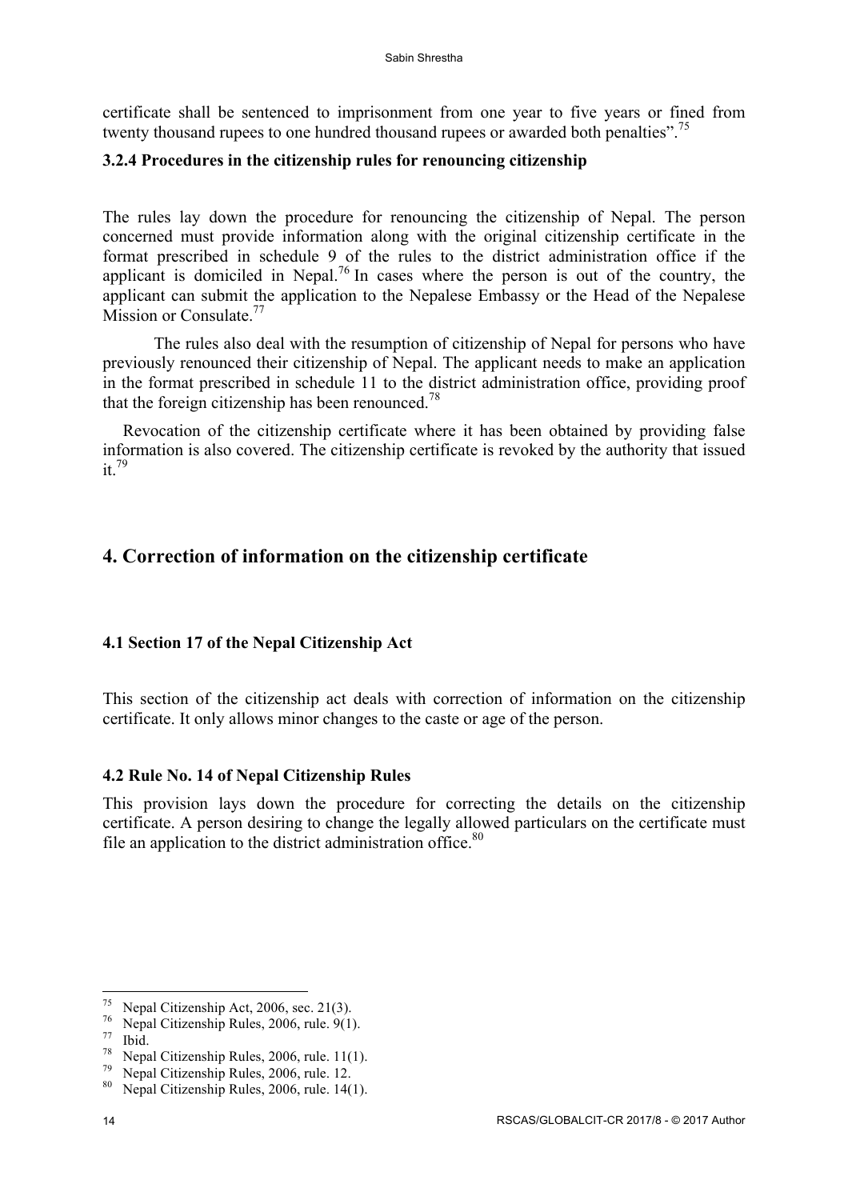certificate shall be sentenced to imprisonment from one year to five years or fined from twenty thousand rupees to one hundred thousand rupees or awarded both penalties".[75]

### 3.2.4 Procedures in the citizenship rules for renouncing citizenship

The rules lay down the procedure for renouncing the citizenship of Nepal. The person concerned must provide information along with the original citizenship certificate in the format prescribed in schedule 9 of the rules to the district administration office if the applicant is domiciled in Nepal.[76] In cases where the person is out of the country, the applicant can submit the application to the Nepalese Embassy or the Head of the Nepalese Mission or Consulate.[77]

The rules also deal with the resumption of citizenship of Nepal for persons who have previously renounced their citizenship of Nepal. The applicant needs to make an application in the format prescribed in schedule 11 to the district administration office, providing proof that the foreign citizenship has been renounced.[78]

Revocation of the citizenship certificate where it has been obtained by providing false information is also covered. The citizenship certificate is revoked by the authority that issued it.[79]

## 4. Correction of information on the citizenship certificate

### 4.1 Section 17 of the Nepal Citizenship Act

This section of the citizenship act deals with correction of information on the citizenship certificate. It only allows minor changes to the caste or age of the person.

### 4.2 Rule No. 14 of Nepal Citizenship Rules

This provision lays down the procedure for correcting the details on the citizenship certificate. A person desiring to change the legally allowed particulars on the certificate must file an application to the district administration office.[80]

---

[75] Nepal Citizenship Act, 2006, sec. 21(3).
[76] Nepal Citizenship Rules, 2006, rule. 9(1).
[77] Ibid.
[78] Nepal Citizenship Rules, 2006, rule. 11(1).
[79] Nepal Citizenship Rules, 2006, rule. 12.
[80] Nepal Citizenship Rules, 2006, rule. 14(1).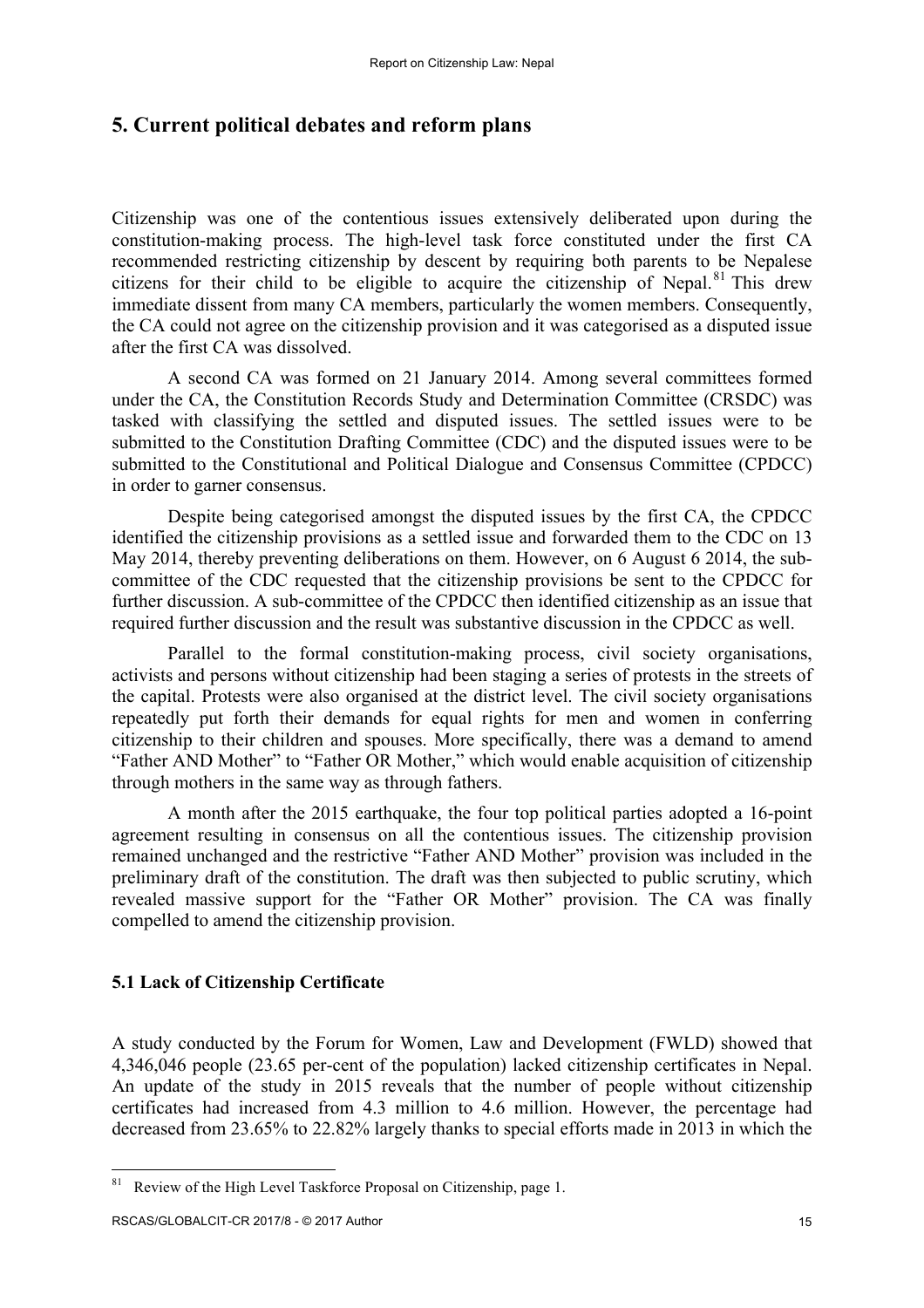## 5. Current political debates and reform plans

Citizenship was one of the contentious issues extensively deliberated upon during the constitution-making process. The high-level task force constituted under the first CA recommended restricting citizenship by descent by requiring both parents to be Nepalese citizens for their child to be eligible to acquire the citizenship of Nepal.[81] This drew immediate dissent from many CA members, particularly the women members. Consequently, the CA could not agree on the citizenship provision and it was categorised as a disputed issue after the first CA was dissolved.

A second CA was formed on 21 January 2014. Among several committees formed under the CA, the Constitution Records Study and Determination Committee (CRSDC) was tasked with classifying the settled and disputed issues. The settled issues were to be submitted to the Constitution Drafting Committee (CDC) and the disputed issues were to be submitted to the Constitutional and Political Dialogue and Consensus Committee (CPDCC) in order to garner consensus.

Despite being categorised amongst the disputed issues by the first CA, the CPDCC identified the citizenship provisions as a settled issue and forwarded them to the CDC on 13 May 2014, thereby preventing deliberations on them. However, on 6 August 6 2014, the sub-committee of the CDC requested that the citizenship provisions be sent to the CPDCC for further discussion. A sub-committee of the CPDCC then identified citizenship as an issue that required further discussion and the result was substantive discussion in the CPDCC as well.

Parallel to the formal constitution-making process, civil society organisations, activists and persons without citizenship had been staging a series of protests in the streets of the capital. Protests were also organised at the district level. The civil society organisations repeatedly put forth their demands for equal rights for men and women in conferring citizenship to their children and spouses. More specifically, there was a demand to amend "Father AND Mother" to "Father OR Mother," which would enable acquisition of citizenship through mothers in the same way as through fathers.

A month after the 2015 earthquake, the four top political parties adopted a 16-point agreement resulting in consensus on all the contentious issues. The citizenship provision remained unchanged and the restrictive "Father AND Mother" provision was included in the preliminary draft of the constitution. The draft was then subjected to public scrutiny, which revealed massive support for the "Father OR Mother" provision. The CA was finally compelled to amend the citizenship provision.

### 5.1 Lack of Citizenship Certificate

A study conducted by the Forum for Women, Law and Development (FWLD) showed that 4,346,046 people (23.65 per-cent of the population) lacked citizenship certificates in Nepal. An update of the study in 2015 reveals that the number of people without citizenship certificates had increased from 4.3 million to 4.6 million. However, the percentage had decreased from 23.65% to 22.82% largely thanks to special efforts made in 2013 in which the

[81] Review of the High Level Taskforce Proposal on Citizenship, page 1.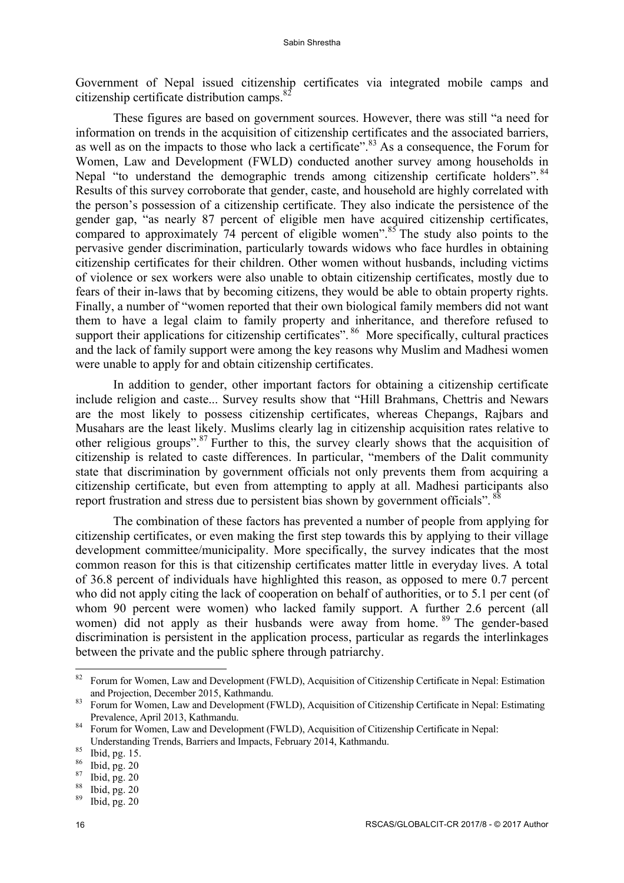Government of Nepal issued citizenship certificates via integrated mobile camps and citizenship certificate distribution camps.[82]

These figures are based on government sources. However, there was still "a need for information on trends in the acquisition of citizenship certificates and the associated barriers, as well as on the impacts to those who lack a certificate".[83] As a consequence, the Forum for Women, Law and Development (FWLD) conducted another survey among households in Nepal "to understand the demographic trends among citizenship certificate holders".[84] Results of this survey corroborate that gender, caste, and household are highly correlated with the person's possession of a citizenship certificate. They also indicate the persistence of the gender gap, "as nearly 87 percent of eligible men have acquired citizenship certificates, compared to approximately 74 percent of eligible women".[85] The study also points to the pervasive gender discrimination, particularly towards widows who face hurdles in obtaining citizenship certificates for their children. Other women without husbands, including victims of violence or sex workers were also unable to obtain citizenship certificates, mostly due to fears of their in-laws that by becoming citizens, they would be able to obtain property rights. Finally, a number of "women reported that their own biological family members did not want them to have a legal claim to family property and inheritance, and therefore refused to support their applications for citizenship certificates".[86] More specifically, cultural practices and the lack of family support were among the key reasons why Muslim and Madhesi women were unable to apply for and obtain citizenship certificates.

In addition to gender, other important factors for obtaining a citizenship certificate include religion and caste... Survey results show that "Hill Brahmans, Chettris and Newars are the most likely to possess citizenship certificates, whereas Chepangs, Rajbars and Musahars are the least likely. Muslims clearly lag in citizenship acquisition rates relative to other religious groups".[87] Further to this, the survey clearly shows that the acquisition of citizenship is related to caste differences. In particular, "members of the Dalit community state that discrimination by government officials not only prevents them from acquiring a citizenship certificate, but even from attempting to apply at all. Madhesi participants also report frustration and stress due to persistent bias shown by government officials".[88]

The combination of these factors has prevented a number of people from applying for citizenship certificates, or even making the first step towards this by applying to their village development committee/municipality. More specifically, the survey indicates that the most common reason for this is that citizenship certificates matter little in everyday lives. A total of 36.8 percent of individuals have highlighted this reason, as opposed to mere 0.7 percent who did not apply citing the lack of cooperation on behalf of authorities, or to 5.1 per cent (of whom 90 percent were women) who lacked family support. A further 2.6 percent (all women) did not apply as their husbands were away from home.[89] The gender-based discrimination is persistent in the application process, particular as regards the interlinkages between the private and the public sphere through patriarchy.

---

[82] Forum for Women, Law and Development (FWLD), Acquisition of Citizenship Certificate in Nepal: Estimation and Projection, December 2015, Kathmandu.

[83] Forum for Women, Law and Development (FWLD), Acquisition of Citizenship Certificate in Nepal: Estimating Prevalence, April 2013, Kathmandu.

[84] Forum for Women, Law and Development (FWLD), Acquisition of Citizenship Certificate in Nepal: Understanding Trends, Barriers and Impacts, February 2014, Kathmandu.

[85] Ibid, pg. 15.

[86] Ibid, pg. 20

[87] Ibid, pg. 20

[88] Ibid, pg. 20

[89] Ibid, pg. 20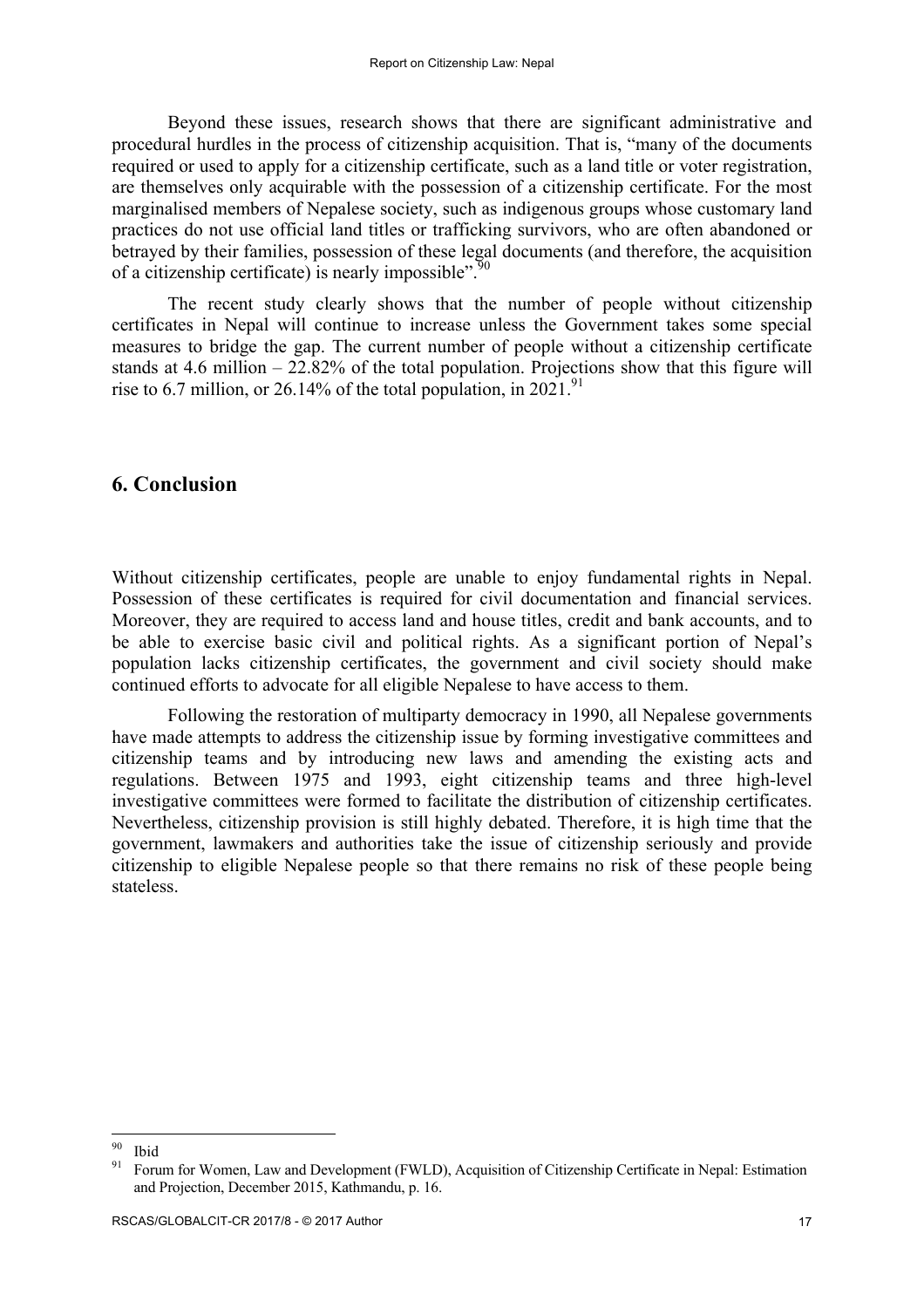Beyond these issues, research shows that there are significant administrative and procedural hurdles in the process of citizenship acquisition. That is, "many of the documents required or used to apply for a citizenship certificate, such as a land title or voter registration, are themselves only acquirable with the possession of a citizenship certificate. For the most marginalised members of Nepalese society, such as indigenous groups whose customary land practices do not use official land titles or trafficking survivors, who are often abandoned or betrayed by their families, possession of these legal documents (and therefore, the acquisition of a citizenship certificate) is nearly impossible".[90]

The recent study clearly shows that the number of people without citizenship certificates in Nepal will continue to increase unless the Government takes some special measures to bridge the gap. The current number of people without a citizenship certificate stands at 4.6 million – 22.82% of the total population. Projections show that this figure will rise to 6.7 million, or 26.14% of the total population, in 2021.[91]

## 6. Conclusion

Without citizenship certificates, people are unable to enjoy fundamental rights in Nepal. Possession of these certificates is required for civil documentation and financial services. Moreover, they are required to access land and house titles, credit and bank accounts, and to be able to exercise basic civil and political rights. As a significant portion of Nepal's population lacks citizenship certificates, the government and civil society should make continued efforts to advocate for all eligible Nepalese to have access to them.

Following the restoration of multiparty democracy in 1990, all Nepalese governments have made attempts to address the citizenship issue by forming investigative committees and citizenship teams and by introducing new laws and amending the existing acts and regulations. Between 1975 and 1993, eight citizenship teams and three high-level investigative committees were formed to facilitate the distribution of citizenship certificates. Nevertheless, citizenship provision is still highly debated. Therefore, it is high time that the government, lawmakers and authorities take the issue of citizenship seriously and provide citizenship to eligible Nepalese people so that there remains no risk of these people being stateless.

---

[90] Ibid

[91] Forum for Women, Law and Development (FWLD), Acquisition of Citizenship Certificate in Nepal: Estimation and Projection, December 2015, Kathmandu, p. 16.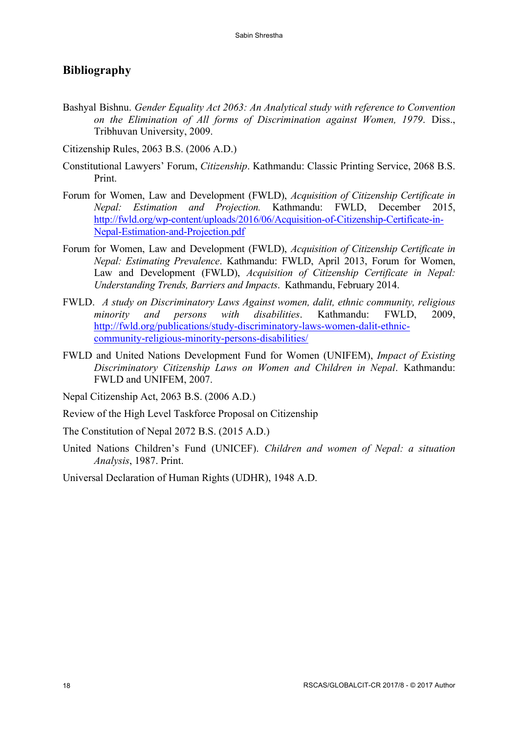## Bibliography

Bashyal Bishnu. *Gender Equality Act 2063: An Analytical study with reference to Convention on the Elimination of All forms of Discrimination against Women, 1979*. Diss., Tribhuvan University, 2009.

Citizenship Rules, 2063 B.S. (2006 A.D.)

Constitutional Lawyers' Forum, *Citizenship*. Kathmandu: Classic Printing Service, 2068 B.S. Print.

Forum for Women, Law and Development (FWLD), *Acquisition of Citizenship Certificate in Nepal: Estimation and Projection.* Kathmandu: FWLD, December 2015, http://fwld.org/wp-content/uploads/2016/06/Acquisition-of-Citizenship-Certificate-in-Nepal-Estimation-and-Projection.pdf

Forum for Women, Law and Development (FWLD), *Acquisition of Citizenship Certificate in Nepal: Estimating Prevalence*. Kathmandu: FWLD, April 2013, Forum for Women, Law and Development (FWLD), *Acquisition of Citizenship Certificate in Nepal: Understanding Trends, Barriers and Impacts*. Kathmandu, February 2014.

FWLD. *A study on Discriminatory Laws Against women, dalit, ethnic community, religious minority and persons with disabilities*. Kathmandu: FWLD, 2009, http://fwld.org/publications/study-discriminatory-laws-women-dalit-ethnic-community-religious-minority-persons-disabilities/

FWLD and United Nations Development Fund for Women (UNIFEM), *Impact of Existing Discriminatory Citizenship Laws on Women and Children in Nepal*. Kathmandu: FWLD and UNIFEM, 2007.

Nepal Citizenship Act, 2063 B.S. (2006 A.D.)

Review of the High Level Taskforce Proposal on Citizenship

The Constitution of Nepal 2072 B.S. (2015 A.D.)

United Nations Children's Fund (UNICEF). *Children and women of Nepal: a situation Analysis*, 1987. Print.

Universal Declaration of Human Rights (UDHR), 1948 A.D.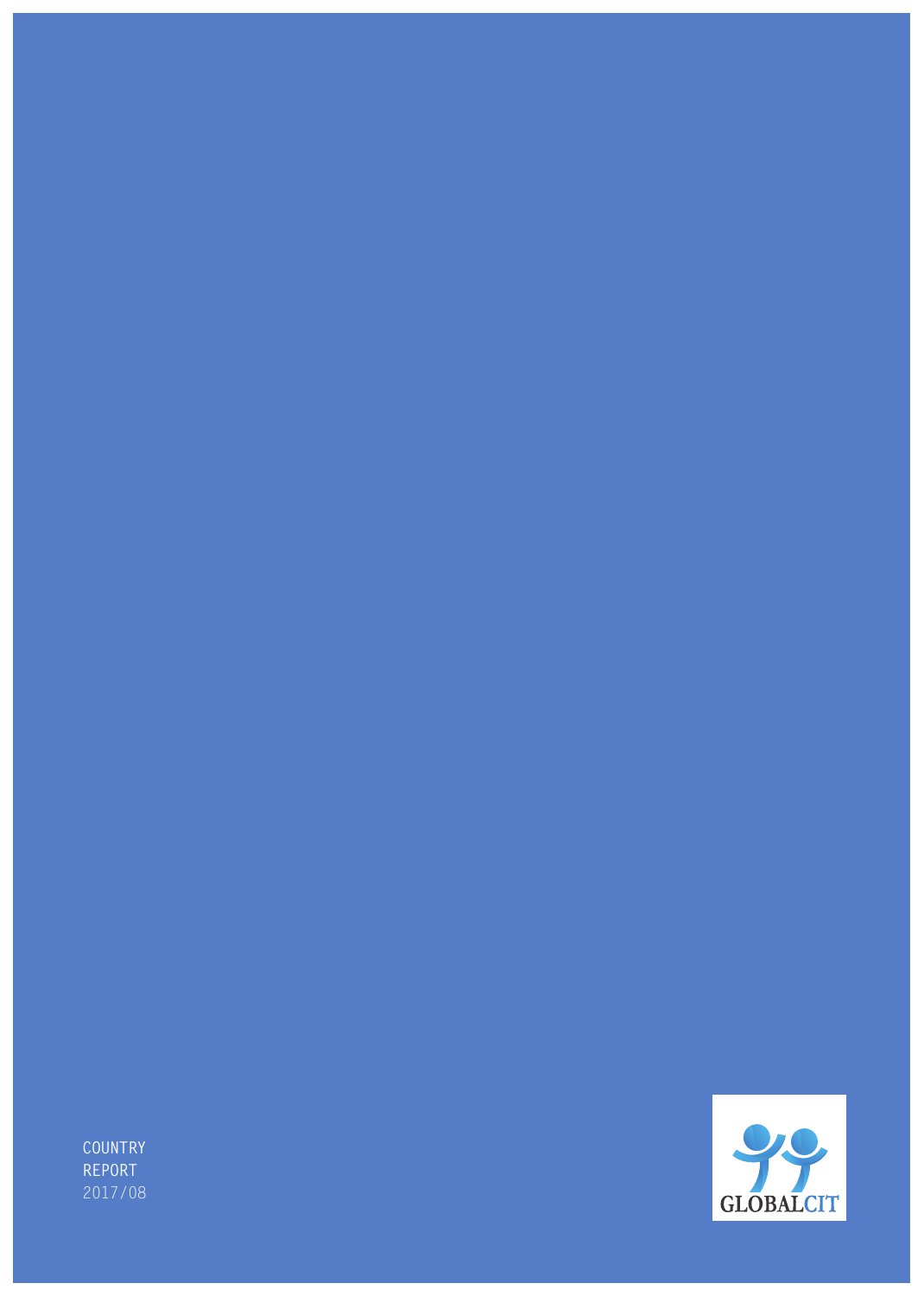COUNTRY
REPORT
2017/08

GLOBALCIT